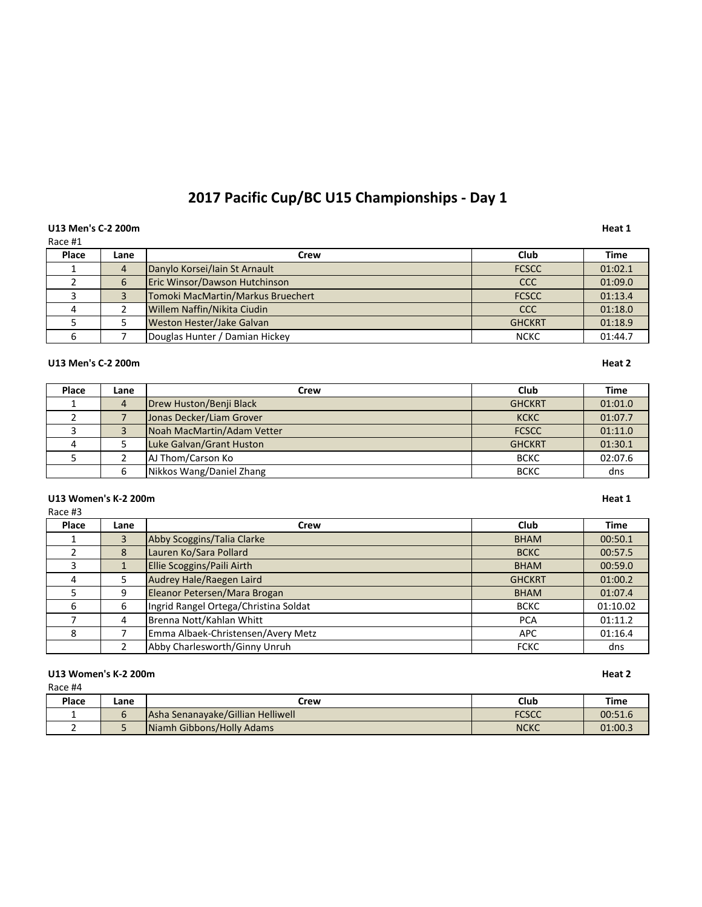# 2017 Pacific Cup/BC U15 Championships - Day 1

**U13 Men's C-2 200m** **Heat 1**

Race #1

| Place | Lane | Crew | Club | Time |
|---|---|---|---|---|
| 1 | 4 | Danylo Korsei/Iain St Arnault | FCSCC | 01:02.1 |
| 2 | 6 | Eric Winsor/Dawson Hutchinson | CCC | 01:09.0 |
| 3 | 3 | Tomoki MacMartin/Markus Bruechert | FCSCC | 01:13.4 |
| 4 | 2 | Willem Naffin/Nikita Ciudin | CCC | 01:18.0 |
| 5 | 5 | Weston Hester/Jake Galvan | GHCKRT | 01:18.9 |
| 6 | 7 | Douglas Hunter / Damian Hickey | NCKC | 01:44.7 |

**U13 Men's C-2 200m** **Heat 2**

| Place | Lane | Crew | Club | Time |
|---|---|---|---|---|
| 1 | 4 | Drew Huston/Benji Black | GHCKRT | 01:01.0 |
| 2 | 7 | Jonas Decker/Liam Grover | KCKC | 01:07.7 |
| 3 | 3 | Noah MacMartin/Adam Vetter | FCSCC | 01:11.0 |
| 4 | 5 | Luke Galvan/Grant Huston | GHCKRT | 01:30.1 |
| 5 | 2 | AJ Thom/Carson Ko | BCKC | 02:07.6 |
|  | 6 | Nikkos Wang/Daniel Zhang | BCKC | dns |

**U13 Women's K-2 200m** **Heat 1**

Race #3

| Place | Lane | Crew | Club | Time |
|---|---|---|---|---|
| 1 | 3 | Abby Scoggins/Talia Clarke | BHAM | 00:50.1 |
| 2 | 8 | Lauren Ko/Sara Pollard | BCKC | 00:57.5 |
| 3 | 1 | Ellie Scoggins/Paili Airth | BHAM | 00:59.0 |
| 4 | 5 | Audrey Hale/Raegen Laird | GHCKRT | 01:00.2 |
| 5 | 9 | Eleanor Petersen/Mara Brogan | BHAM | 01:07.4 |
| 6 | 6 | Ingrid Rangel Ortega/Christina Soldat | BCKC | 01:10.02 |
| 7 | 4 | Brenna Nott/Kahlan Whitt | PCA | 01:11.2 |
| 8 | 7 | Emma Albaek-Christensen/Avery Metz | APC | 01:16.4 |
|  | 2 | Abby Charlesworth/Ginny Unruh | FCKC | dns |

**U13 Women's K-2 200m** **Heat 2**

Race #4

| Place | Lane | Crew | Club | Time |
|---|---|---|---|---|
| 1 | 6 | Asha Senanayake/Gillian Helliwell | FCSCC | 00:51.6 |
| 2 | 5 | Niamh Gibbons/Holly Adams | NCKC | 01:00.3 |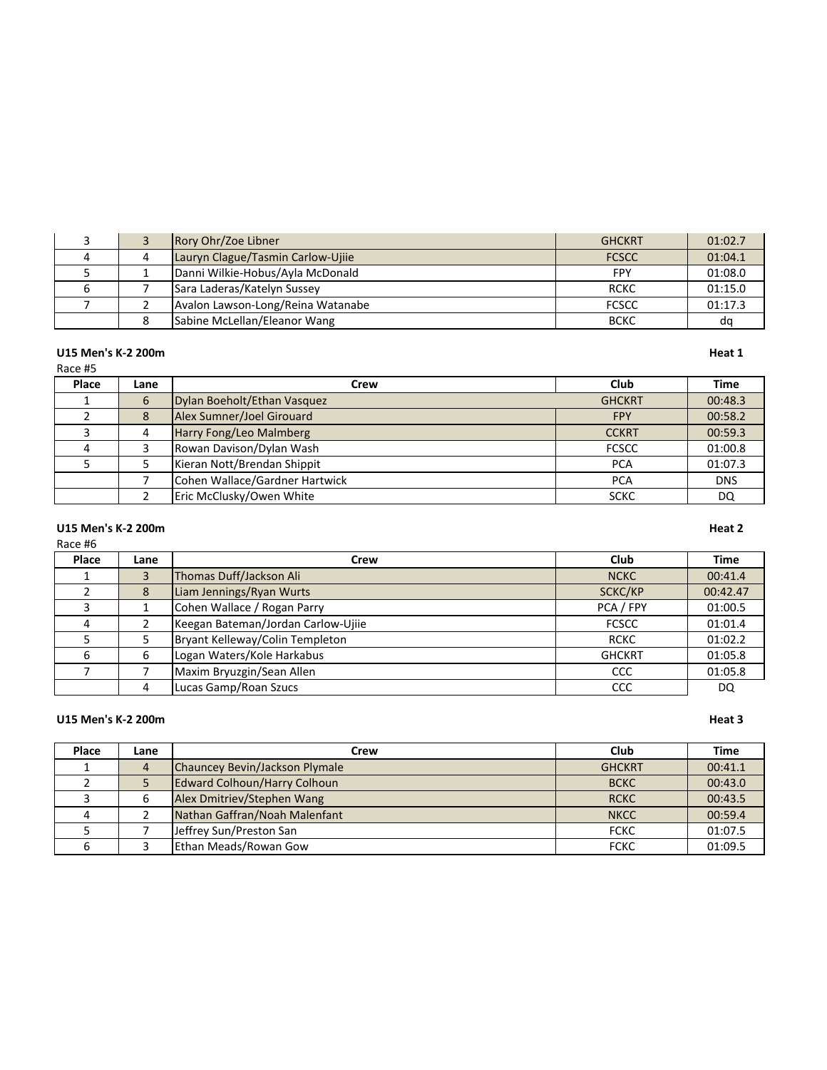| Place | Lane | Crew | Club | Time |
|---|---|---|---|---|
| 3 | 3 | Rory Ohr/Zoe Libner | GHCKRT | 01:02.7 |
| 4 | 4 | Lauryn Clague/Tasmin Carlow-Ujiie | FCSCC | 01:04.1 |
| 5 | 1 | Danni Wilkie-Hobus/Ayla McDonald | FPY | 01:08.0 |
| 6 | 7 | Sara Laderas/Katelyn Sussey | RCKC | 01:15.0 |
| 7 | 2 | Avalon Lawson-Long/Reina Watanabe | FCSCC | 01:17.3 |
|  | 8 | Sabine McLellan/Eleanor Wang | BCKC | dq |

**U15 Men's K-2 200m** — **Heat 1**

Race #5

| Place | Lane | Crew | Club | Time |
|---|---|---|---|---|
| 1 | 6 | Dylan Boeholt/Ethan Vasquez | GHCKRT | 00:48.3 |
| 2 | 8 | Alex Sumner/Joel Girouard | FPY | 00:58.2 |
| 3 | 4 | Harry Fong/Leo Malmberg | CCKRT | 00:59.3 |
| 4 | 3 | Rowan Davison/Dylan Wash | FCSCC | 01:00.8 |
| 5 | 5 | Kieran Nott/Brendan Shippit | PCA | 01:07.3 |
|  | 7 | Cohen Wallace/Gardner Hartwick | PCA | DNS |
|  | 2 | Eric McClusky/Owen White | SCKC | DQ |

**U15 Men's K-2 200m** — **Heat 2**

Race #6

| Place | Lane | Crew | Club | Time |
|---|---|---|---|---|
| 1 | 3 | Thomas Duff/Jackson Ali | NCKC | 00:41.4 |
| 2 | 8 | Liam Jennings/Ryan Wurts | SCKC/KP | 00:42.47 |
| 3 | 1 | Cohen Wallace / Rogan Parry | PCA / FPY | 01:00.5 |
| 4 | 2 | Keegan Bateman/Jordan Carlow-Ujiie | FCSCC | 01:01.4 |
| 5 | 5 | Bryant Kelleway/Colin Templeton | RCKC | 01:02.2 |
| 6 | 6 | Logan Waters/Kole Harkabus | GHCKRT | 01:05.8 |
| 7 | 7 | Maxim Bryuzgin/Sean Allen | CCC | 01:05.8 |
|  | 4 | Lucas Gamp/Roan Szucs | CCC | DQ |

**U15 Men's K-2 200m** — **Heat 3**

| Place | Lane | Crew | Club | Time |
|---|---|---|---|---|
| 1 | 4 | Chauncey Bevin/Jackson Plymale | GHCKRT | 00:41.1 |
| 2 | 5 | Edward Colhoun/Harry Colhoun | BCKC | 00:43.0 |
| 3 | 6 | Alex Dmitriev/Stephen Wang | RCKC | 00:43.5 |
| 4 | 2 | Nathan Gaffran/Noah Malenfant | NKCC | 00:59.4 |
| 5 | 7 | Jeffrey Sun/Preston San | FCKC | 01:07.5 |
| 6 | 3 | Ethan Meads/Rowan Gow | FCKC | 01:09.5 |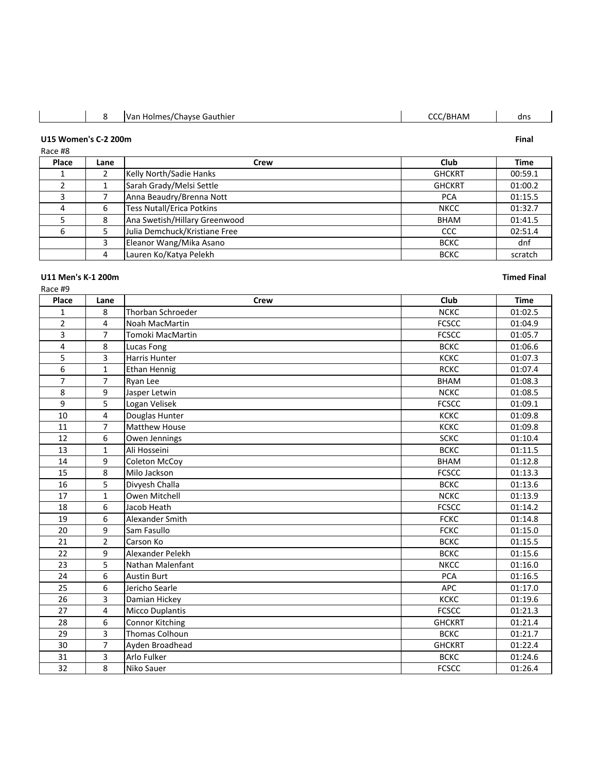| | 8 | Van Holmes/Chayse Gauthier | CCC/BHAM | dns |
|---|---|---|---|---|

**U15 Women's C-2 200m** **Final**

Race #8

| Place | Lane | Crew | Club | Time |
|---|---|---|---|---|
| 1 | 2 | Kelly North/Sadie Hanks | GHCKRT | 00:59.1 |
| 2 | 1 | Sarah Grady/Melsi Settle | GHCKRT | 01:00.2 |
| 3 | 7 | Anna Beaudry/Brenna Nott | PCA | 01:15.5 |
| 4 | 6 | Tess Nutall/Erica Potkins | NKCC | 01:32.7 |
| 5 | 8 | Ana Swetish/Hillary Greenwood | BHAM | 01:41.5 |
| 6 | 5 | Julia Demchuck/Kristiane Free | CCC | 02:51.4 |
| | 3 | Eleanor Wang/Mika Asano | BCKC | dnf |
| | 4 | Lauren Ko/Katya Pelekh | BCKC | scratch |

**U11 Men's K-1 200m** **Timed Final**

Race #9

| Place | Lane | Crew | Club | Time |
|---|---|---|---|---|
| 1 | 8 | Thorban Schroeder | NCKC | 01:02.5 |
| 2 | 4 | Noah MacMartin | FCSCC | 01:04.9 |
| 3 | 7 | Tomoki MacMartin | FCSCC | 01:05.7 |
| 4 | 8 | Lucas Fong | BCKC | 01:06.6 |
| 5 | 3 | Harris Hunter | KCKC | 01:07.3 |
| 6 | 1 | Ethan Hennig | RCKC | 01:07.4 |
| 7 | 7 | Ryan Lee | BHAM | 01:08.3 |
| 8 | 9 | Jasper Letwin | NCKC | 01:08.5 |
| 9 | 5 | Logan Velisek | FCSCC | 01:09.1 |
| 10 | 4 | Douglas Hunter | KCKC | 01:09.8 |
| 11 | 7 | Matthew House | KCKC | 01:09.8 |
| 12 | 6 | Owen Jennings | SCKC | 01:10.4 |
| 13 | 1 | Ali Hosseini | BCKC | 01:11.5 |
| 14 | 9 | Coleton McCoy | BHAM | 01:12.8 |
| 15 | 8 | Milo Jackson | FCSCC | 01:13.3 |
| 16 | 5 | Divyesh Challa | BCKC | 01:13.6 |
| 17 | 1 | Owen Mitchell | NCKC | 01:13.9 |
| 18 | 6 | Jacob Heath | FCSCC | 01:14.2 |
| 19 | 6 | Alexander Smith | FCKC | 01:14.8 |
| 20 | 9 | Sam Fasullo | FCKC | 01:15.0 |
| 21 | 2 | Carson Ko | BCKC | 01:15.5 |
| 22 | 9 | Alexander Pelekh | BCKC | 01:15.6 |
| 23 | 5 | Nathan Malenfant | NKCC | 01:16.0 |
| 24 | 6 | Austin Burt | PCA | 01:16.5 |
| 25 | 6 | Jericho Searle | APC | 01:17.0 |
| 26 | 3 | Damian Hickey | KCKC | 01:19.6 |
| 27 | 4 | Micco Duplantis | FCSCC | 01:21.3 |
| 28 | 6 | Connor Kitching | GHCKRT | 01:21.4 |
| 29 | 3 | Thomas Colhoun | BCKC | 01:21.7 |
| 30 | 7 | Ayden Broadhead | GHCKRT | 01:22.4 |
| 31 | 3 | Arlo Fulker | BCKC | 01:24.6 |
| 32 | 8 | Niko Sauer | FCSCC | 01:26.4 |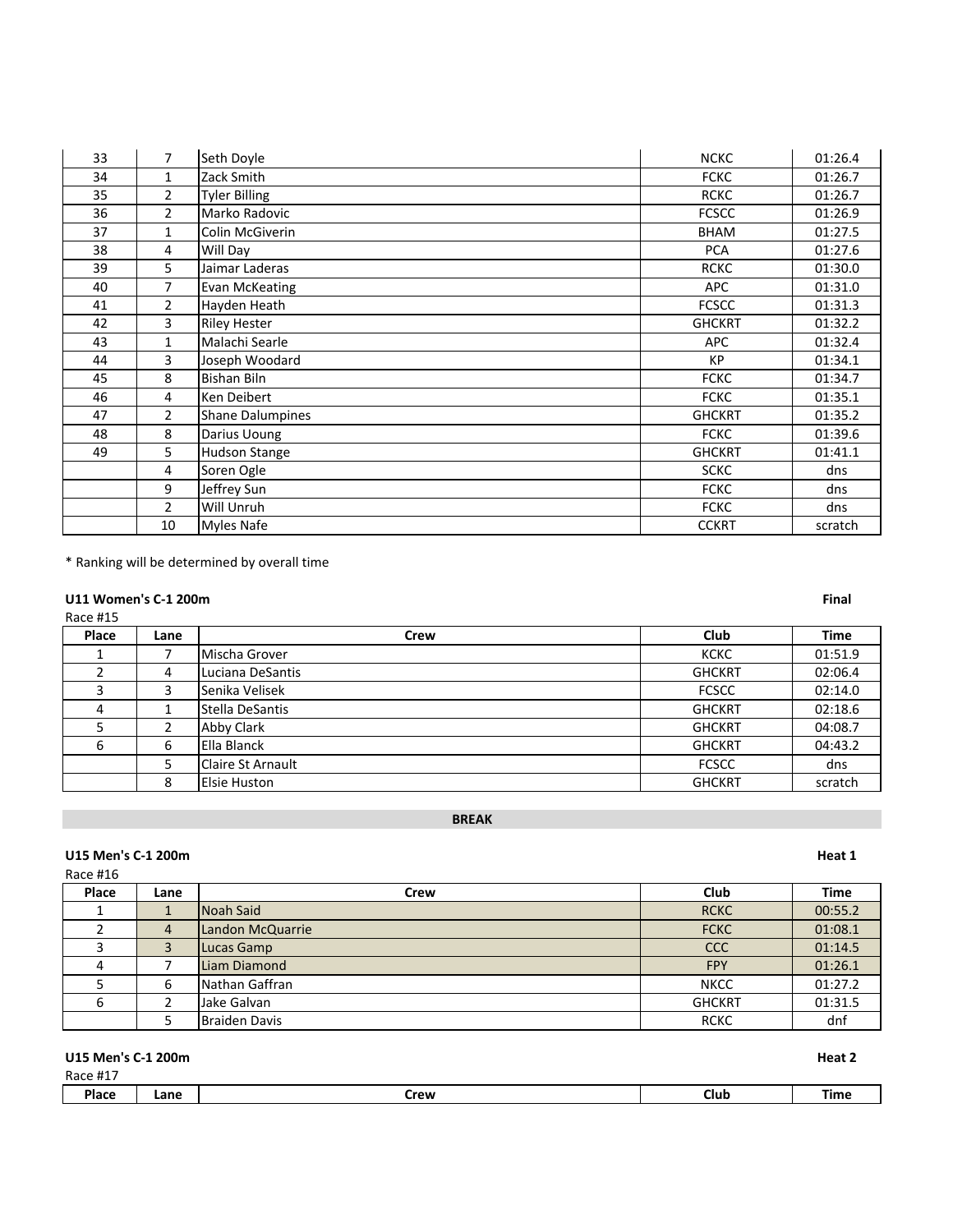| Place | Lane | Crew | Club | Time |
|---|---|---|---|---|
| 33 | 7 | Seth Doyle | NCKC | 01:26.4 |
| 34 | 1 | Zack Smith | FCKC | 01:26.7 |
| 35 | 2 | Tyler Billing | RCKC | 01:26.7 |
| 36 | 2 | Marko Radovic | FCSCC | 01:26.9 |
| 37 | 1 | Colin McGiverin | BHAM | 01:27.5 |
| 38 | 4 | Will Day | PCA | 01:27.6 |
| 39 | 5 | Jaimar Laderas | RCKC | 01:30.0 |
| 40 | 7 | Evan McKeating | APC | 01:31.0 |
| 41 | 2 | Hayden Heath | FCSCC | 01:31.3 |
| 42 | 3 | Riley Hester | GHCKRT | 01:32.2 |
| 43 | 1 | Malachi Searle | APC | 01:32.4 |
| 44 | 3 | Joseph Woodard | KP | 01:34.1 |
| 45 | 8 | Bishan Biln | FCKC | 01:34.7 |
| 46 | 4 | Ken Deibert | FCKC | 01:35.1 |
| 47 | 2 | Shane Dalumpines | GHCKRT | 01:35.2 |
| 48 | 8 | Darius Uoung | FCKC | 01:39.6 |
| 49 | 5 | Hudson Stange | GHCKRT | 01:41.1 |
| | 4 | Soren Ogle | SCKC | dns |
| | 9 | Jeffrey Sun | FCKC | dns |
| | 2 | Will Unruh | FCKC | dns |
| | 10 | Myles Nafe | CCKRT | scratch |

* Ranking will be determined by overall time

**U11 Women's C-1 200m** — **Final**

Race #15

| Place | Lane | Crew | Club | Time |
|---|---|---|---|---|
| 1 | 7 | Mischa Grover | KCKC | 01:51.9 |
| 2 | 4 | Luciana DeSantis | GHCKRT | 02:06.4 |
| 3 | 3 | Senika Velisek | FCSCC | 02:14.0 |
| 4 | 1 | Stella DeSantis | GHCKRT | 02:18.6 |
| 5 | 2 | Abby Clark | GHCKRT | 04:08.7 |
| 6 | 6 | Ella Blanck | GHCKRT | 04:43.2 |
| | 5 | Claire St Arnault | FCSCC | dns |
| | 8 | Elsie Huston | GHCKRT | scratch |

**BREAK**

**U15 Men's C-1 200m** — **Heat 1**

Race #16

| Place | Lane | Crew | Club | Time |
|---|---|---|---|---|
| 1 | 1 | Noah Said | RCKC | 00:55.2 |
| 2 | 4 | Landon McQuarrie | FCKC | 01:08.1 |
| 3 | 3 | Lucas Gamp | CCC | 01:14.5 |
| 4 | 7 | Liam Diamond | FPY | 01:26.1 |
| 5 | 6 | Nathan Gaffran | NKCC | 01:27.2 |
| 6 | 2 | Jake Galvan | GHCKRT | 01:31.5 |
| | 5 | Braiden Davis | RCKC | dnf |

**U15 Men's C-1 200m** — **Heat 2**

Race #17

| Place | Lane | Crew | Club | Time |
|---|---|---|---|---|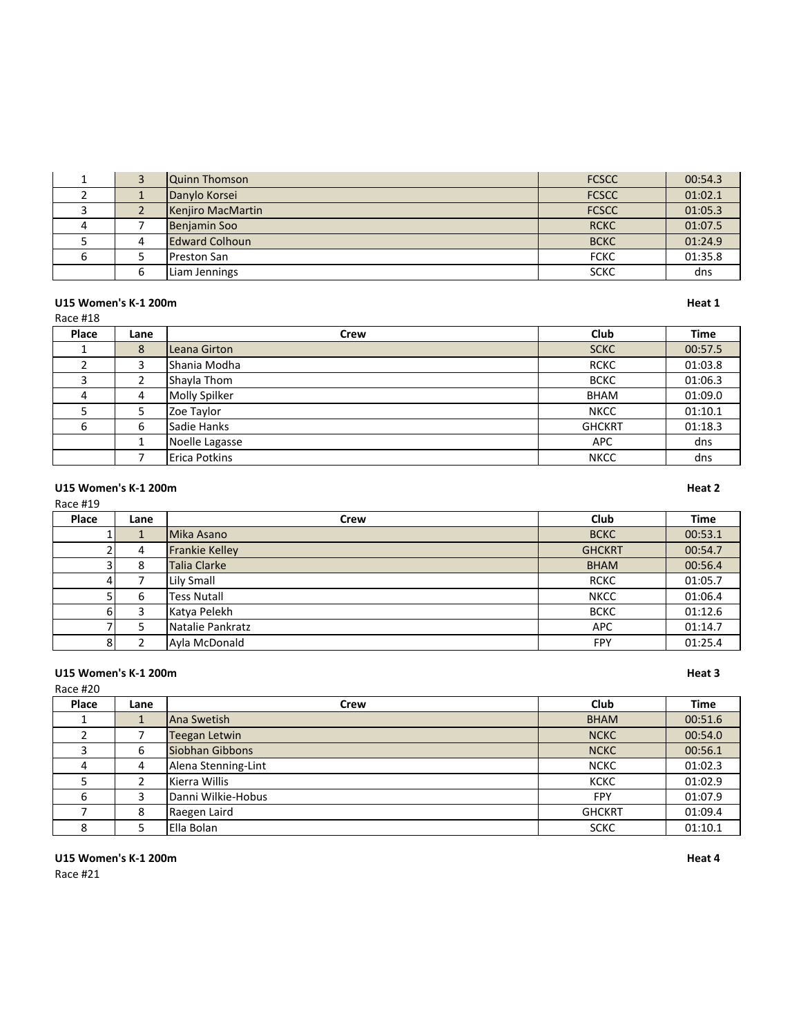| Place | Lane | Crew | Club | Time |
|---|---|---|---|---|
| 1 | 3 | Quinn Thomson | FCSCC | 00:54.3 |
| 2 | 1 | Danylo Korsei | FCSCC | 01:02.1 |
| 3 | 2 | Kenjiro MacMartin | FCSCC | 01:05.3 |
| 4 | 7 | Benjamin Soo | RCKC | 01:07.5 |
| 5 | 4 | Edward Colhoun | BCKC | 01:24.9 |
| 6 | 5 | Preston San | FCKC | 01:35.8 |
|  | 6 | Liam Jennings | SCKC | dns |

**U15 Women's K-1 200m** **Heat 1**

Race #18

| Place | Lane | Crew | Club | Time |
|---|---|---|---|---|
| 1 | 8 | Leana Girton | SCKC | 00:57.5 |
| 2 | 3 | Shania Modha | RCKC | 01:03.8 |
| 3 | 2 | Shayla Thom | BCKC | 01:06.3 |
| 4 | 4 | Molly Spilker | BHAM | 01:09.0 |
| 5 | 5 | Zoe Taylor | NKCC | 01:10.1 |
| 6 | 6 | Sadie Hanks | GHCKRT | 01:18.3 |
|  | 1 | Noelle Lagasse | APC | dns |
|  | 7 | Erica Potkins | NKCC | dns |

**U15 Women's K-1 200m** **Heat 2**

Race #19

| Place | Lane | Crew | Club | Time |
|---|---|---|---|---|
| 1 | 1 | Mika Asano | BCKC | 00:53.1 |
| 2 | 4 | Frankie Kelley | GHCKRT | 00:54.7 |
| 3 | 8 | Talia Clarke | BHAM | 00:56.4 |
| 4 | 7 | Lily Small | RCKC | 01:05.7 |
| 5 | 6 | Tess Nutall | NKCC | 01:06.4 |
| 6 | 3 | Katya Pelekh | BCKC | 01:12.6 |
| 7 | 5 | Natalie Pankratz | APC | 01:14.7 |
| 8 | 2 | Ayla McDonald | FPY | 01:25.4 |

**U15 Women's K-1 200m** **Heat 3**

Race #20

| Place | Lane | Crew | Club | Time |
|---|---|---|---|---|
| 1 | 1 | Ana Swetish | BHAM | 00:51.6 |
| 2 | 7 | Teegan Letwin | NCKC | 00:54.0 |
| 3 | 6 | Siobhan Gibbons | NCKC | 00:56.1 |
| 4 | 4 | Alena Stenning-Lint | NCKC | 01:02.3 |
| 5 | 2 | Kierra Willis | KCKC | 01:02.9 |
| 6 | 3 | Danni Wilkie-Hobus | FPY | 01:07.9 |
| 7 | 8 | Raegen Laird | GHCKRT | 01:09.4 |
| 8 | 5 | Ella Bolan | SCKC | 01:10.1 |

**U15 Women's K-1 200m** **Heat 4**

Race #21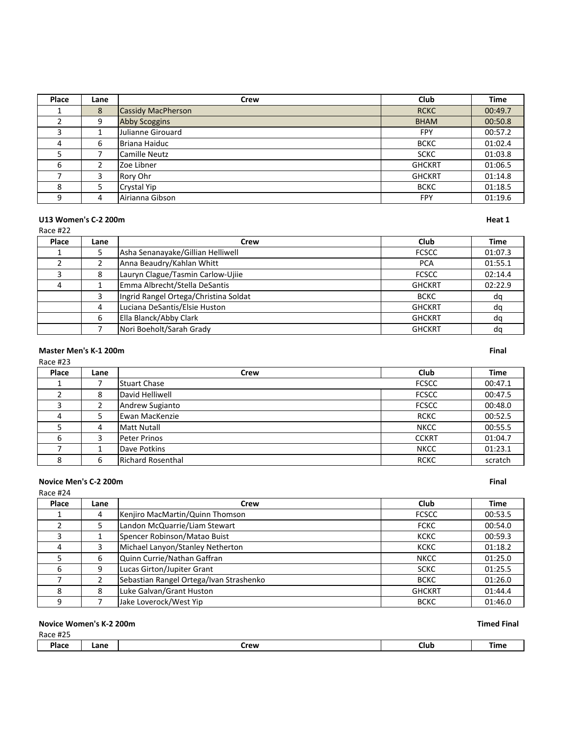| Place | Lane | Crew | Club | Time |
|---|---|---|---|---|
| 1 | 8 | Cassidy MacPherson | RCKC | 00:49.7 |
| 2 | 9 | Abby Scoggins | BHAM | 00:50.8 |
| 3 | 1 | Julianne Girouard | FPY | 00:57.2 |
| 4 | 6 | Briana Haiduc | BCKC | 01:02.4 |
| 5 | 7 | Camille Neutz | SCKC | 01:03.8 |
| 6 | 2 | Zoe Libner | GHCKRT | 01:06.5 |
| 7 | 3 | Rory Ohr | GHCKRT | 01:14.8 |
| 8 | 5 | Crystal Yip | BCKC | 01:18.5 |
| 9 | 4 | Airianna Gibson | FPY | 01:19.6 |

**U13 Women's C-2 200m** — **Heat 1**

Race #22

| Place | Lane | Crew | Club | Time |
|---|---|---|---|---|
| 1 | 5 | Asha Senanayake/Gillian Helliwell | FCSCC | 01:07.3 |
| 2 | 2 | Anna Beaudry/Kahlan Whitt | PCA | 01:55.1 |
| 3 | 8 | Lauryn Clague/Tasmin Carlow-Ujiie | FCSCC | 02:14.4 |
| 4 | 1 | Emma Albrecht/Stella DeSantis | GHCKRT | 02:22.9 |
|  | 3 | Ingrid Rangel Ortega/Christina Soldat | BCKC | dq |
|  | 4 | Luciana DeSantis/Elsie Huston | GHCKRT | dq |
|  | 6 | Ella Blanck/Abby Clark | GHCKRT | dq |
|  | 7 | Nori Boeholt/Sarah Grady | GHCKRT | dq |

**Master Men's K-1 200m** — **Final**

Race #23

| Place | Lane | Crew | Club | Time |
|---|---|---|---|---|
| 1 | 7 | Stuart Chase | FCSCC | 00:47.1 |
| 2 | 8 | David Helliwell | FCSCC | 00:47.5 |
| 3 | 2 | Andrew Sugianto | FCSCC | 00:48.0 |
| 4 | 5 | Ewan MacKenzie | RCKC | 00:52.5 |
| 5 | 4 | Matt Nutall | NKCC | 00:55.5 |
| 6 | 3 | Peter Prinos | CCKRT | 01:04.7 |
| 7 | 1 | Dave Potkins | NKCC | 01:23.1 |
| 8 | 6 | Richard Rosenthal | RCKC | scratch |

**Novice Men's C-2 200m** — **Final**

Race #24

| Place | Lane | Crew | Club | Time |
|---|---|---|---|---|
| 1 | 4 | Kenjiro MacMartin/Quinn Thomson | FCSCC | 00:53.5 |
| 2 | 5 | Landon McQuarrie/Liam Stewart | FCKC | 00:54.0 |
| 3 | 1 | Spencer Robinson/Matao Buist | KCKC | 00:59.3 |
| 4 | 3 | Michael Lanyon/Stanley Netherton | KCKC | 01:18.2 |
| 5 | 6 | Quinn Currie/Nathan Gaffran | NKCC | 01:25.0 |
| 6 | 9 | Lucas Girton/Jupiter Grant | SCKC | 01:25.5 |
| 7 | 2 | Sebastian Rangel Ortega/Ivan Strashenko | BCKC | 01:26.0 |
| 8 | 8 | Luke Galvan/Grant Huston | GHCKRT | 01:44.4 |
| 9 | 7 | Jake Loverock/West Yip | BCKC | 01:46.0 |

**Novice Women's K-2 200m** — **Timed Final**

Race #25

| Place | Lane | Crew | Club | Time |
|---|---|---|---|---|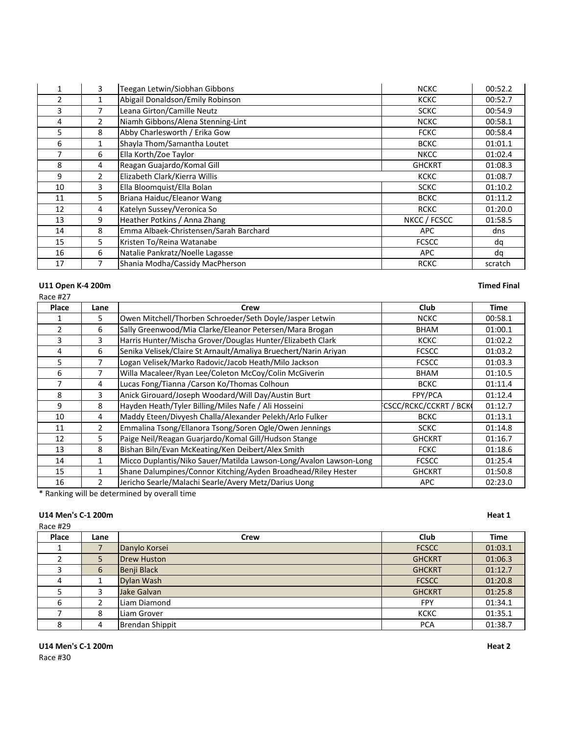| Place | Lane | Crew | Club | Time |
|---|---|---|---|---|
| 1 | 3 | Teegan Letwin/Siobhan Gibbons | NCKC | 00:52.2 |
| 2 | 1 | Abigail Donaldson/Emily Robinson | KCKC | 00:52.7 |
| 3 | 7 | Leana Girton/Camille Neutz | SCKC | 00:54.9 |
| 4 | 2 | Niamh Gibbons/Alena Stenning-Lint | NCKC | 00:58.1 |
| 5 | 8 | Abby Charlesworth / Erika Gow | FCKC | 00:58.4 |
| 6 | 1 | Shayla Thom/Samantha Loutet | BCKC | 01:01.1 |
| 7 | 6 | Ella Korth/Zoe Taylor | NKCC | 01:02.4 |
| 8 | 4 | Reagan Guajardo/Komal Gill | GHCKRT | 01:08.3 |
| 9 | 2 | Elizabeth Clark/Kierra Willis | KCKC | 01:08.7 |
| 10 | 3 | Ella Bloomquist/Ella Bolan | SCKC | 01:10.2 |
| 11 | 5 | Briana Haiduc/Eleanor Wang | BCKC | 01:11.2 |
| 12 | 4 | Katelyn Sussey/Veronica So | RCKC | 01:20.0 |
| 13 | 9 | Heather Potkins / Anna Zhang | NKCC / FCSCC | 01:58.5 |
| 14 | 8 | Emma Albaek-Christensen/Sarah Barchard | APC | dns |
| 15 | 5 | Kristen To/Reina Watanabe | FCSCC | dq |
| 16 | 6 | Natalie Pankratz/Noelle Lagasse | APC | dq |
| 17 | 7 | Shania Modha/Cassidy MacPherson | RCKC | scratch |

**U11 Open K-4 200m** **Timed Final**

Race #27

| Place | Lane | Crew | Club | Time |
|---|---|---|---|---|
| 1 | 5 | Owen Mitchell/Thorben Schroeder/Seth Doyle/Jasper Letwin | NCKC | 00:58.1 |
| 2 | 6 | Sally Greenwood/Mia Clarke/Eleanor Petersen/Mara Brogan | BHAM | 01:00.1 |
| 3 | 3 | Harris Hunter/Mischa Grover/Douglas Hunter/Elizabeth Clark | KCKC | 01:02.2 |
| 4 | 6 | Senika Velisek/Claire St Arnault/Amaliya Bruechert/Narin Ariyan | FCSCC | 01:03.2 |
| 5 | 7 | Logan Velisek/Marko Radovic/Jacob Heath/Milo Jackson | FCSCC | 01:03.3 |
| 6 | 7 | Willa Macaleer/Ryan Lee/Coleton McCoy/Colin McGiverin | BHAM | 01:10.5 |
| 7 | 4 | Lucas Fong/Tianna /Carson Ko/Thomas Colhoun | BCKC | 01:11.4 |
| 8 | 3 | Anick Girouard/Joseph Woodard/Will Day/Austin Burt | FPY/PCA | 01:12.4 |
| 9 | 8 | Hayden Heath/Tyler Billing/Miles Nafe / Ali Hosseini | CSCC/RCKC/CCKRT / BCK | 01:12.7 |
| 10 | 4 | Maddy Eteen/Divyesh Challa/Alexander Pelekh/Arlo Fulker | BCKC | 01:13.1 |
| 11 | 2 | Emmalina Tsong/Ellanora Tsong/Soren Ogle/Owen Jennings | SCKC | 01:14.8 |
| 12 | 5 | Paige Neil/Reagan Guarjardo/Komal Gill/Hudson Stange | GHCKRT | 01:16.7 |
| 13 | 8 | Bishan Biln/Evan McKeating/Ken Deibert/Alex Smith | FCKC | 01:18.6 |
| 14 | 1 | Micco Duplantis/Niko Sauer/Matilda Lawson-Long/Avalon Lawson-Long | FCSCC | 01:25.4 |
| 15 | 1 | Shane Dalumpines/Connor Kitching/Ayden Broadhead/Riley Hester | GHCKRT | 01:50.8 |
| 16 | 2 | Jericho Searle/Malachi Searle/Avery Metz/Darius Uong | APC | 02:23.0 |

* Ranking will be determined by overall time

**U14 Men's C-1 200m** **Heat 1**

Race #29

| Place | Lane | Crew | Club | Time |
|---|---|---|---|---|
| 1 | 7 | Danylo Korsei | FCSCC | 01:03.1 |
| 2 | 5 | Drew Huston | GHCKRT | 01:06.3 |
| 3 | 6 | Benji Black | GHCKRT | 01:12.7 |
| 4 | 1 | Dylan Wash | FCSCC | 01:20.8 |
| 5 | 3 | Jake Galvan | GHCKRT | 01:25.8 |
| 6 | 2 | Liam Diamond | FPY | 01:34.1 |
| 7 | 8 | Liam Grover | KCKC | 01:35.1 |
| 8 | 4 | Brendan Shippit | PCA | 01:38.7 |

**U14 Men's C-1 200m** **Heat 2**

Race #30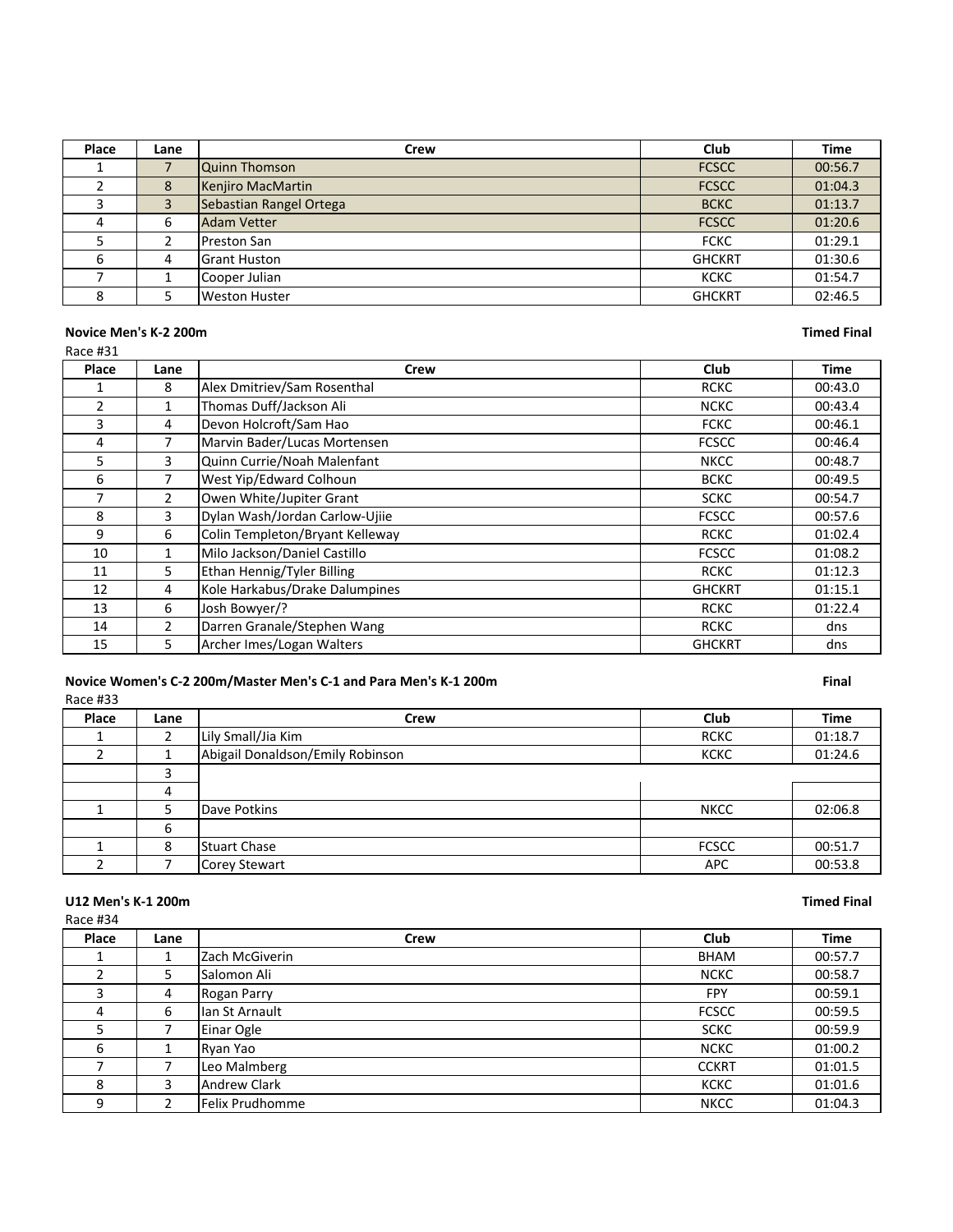| Place | Lane | Crew | Club | Time |
|---|---|---|---|---|
| 1 | 7 | Quinn Thomson | FCSCC | 00:56.7 |
| 2 | 8 | Kenjiro MacMartin | FCSCC | 01:04.3 |
| 3 | 3 | Sebastian Rangel Ortega | BCKC | 01:13.7 |
| 4 | 6 | Adam Vetter | FCSCC | 01:20.6 |
| 5 | 2 | Preston San | FCKC | 01:29.1 |
| 6 | 4 | Grant Huston | GHCKRT | 01:30.6 |
| 7 | 1 | Cooper Julian | KCKC | 01:54.7 |
| 8 | 5 | Weston Huster | GHCKRT | 02:46.5 |

**Novice Men's K-2 200m** — **Timed Final**

Race #31

| Place | Lane | Crew | Club | Time |
|---|---|---|---|---|
| 1 | 8 | Alex Dmitriev/Sam Rosenthal | RCKC | 00:43.0 |
| 2 | 1 | Thomas Duff/Jackson Ali | NCKC | 00:43.4 |
| 3 | 4 | Devon Holcroft/Sam Hao | FCKC | 00:46.1 |
| 4 | 7 | Marvin Bader/Lucas Mortensen | FCSCC | 00:46.4 |
| 5 | 3 | Quinn Currie/Noah Malenfant | NKCC | 00:48.7 |
| 6 | 7 | West Yip/Edward Colhoun | BCKC | 00:49.5 |
| 7 | 2 | Owen White/Jupiter Grant | SCKC | 00:54.7 |
| 8 | 3 | Dylan Wash/Jordan Carlow-Ujiie | FCSCC | 00:57.6 |
| 9 | 6 | Colin Templeton/Bryant Kelleway | RCKC | 01:02.4 |
| 10 | 1 | Milo Jackson/Daniel Castillo | FCSCC | 01:08.2 |
| 11 | 5 | Ethan Hennig/Tyler Billing | RCKC | 01:12.3 |
| 12 | 4 | Kole Harkabus/Drake Dalumpines | GHCKRT | 01:15.1 |
| 13 | 6 | Josh Bowyer/? | RCKC | 01:22.4 |
| 14 | 2 | Darren Granale/Stephen Wang | RCKC | dns |
| 15 | 5 | Archer Imes/Logan Walters | GHCKRT | dns |

**Novice Women's C-2 200m/Master Men's C-1 and Para Men's K-1 200m** — **Final**

Race #33

| Place | Lane | Crew | Club | Time |
|---|---|---|---|---|
| 1 | 2 | Lily Small/Jia Kim | RCKC | 01:18.7 |
| 2 | 1 | Abigail Donaldson/Emily Robinson | KCKC | 01:24.6 |
| | 3 | | | |
| | 4 | | | |
| 1 | 5 | Dave Potkins | NKCC | 02:06.8 |
| | 6 | | | |
| 1 | 8 | Stuart Chase | FCSCC | 00:51.7 |
| 2 | 7 | Corey Stewart | APC | 00:53.8 |

**U12 Men's K-1 200m** — **Timed Final**

Race #34

| Place | Lane | Crew | Club | Time |
|---|---|---|---|---|
| 1 | 1 | Zach McGiverin | BHAM | 00:57.7 |
| 2 | 5 | Salomon Ali | NCKC | 00:58.7 |
| 3 | 4 | Rogan Parry | FPY | 00:59.1 |
| 4 | 6 | Ian St Arnault | FCSCC | 00:59.5 |
| 5 | 7 | Einar Ogle | SCKC | 00:59.9 |
| 6 | 1 | Ryan Yao | NCKC | 01:00.2 |
| 7 | 7 | Leo Malmberg | CCKRT | 01:01.5 |
| 8 | 3 | Andrew Clark | KCKC | 01:01.6 |
| 9 | 2 | Felix Prudhomme | NKCC | 01:04.3 |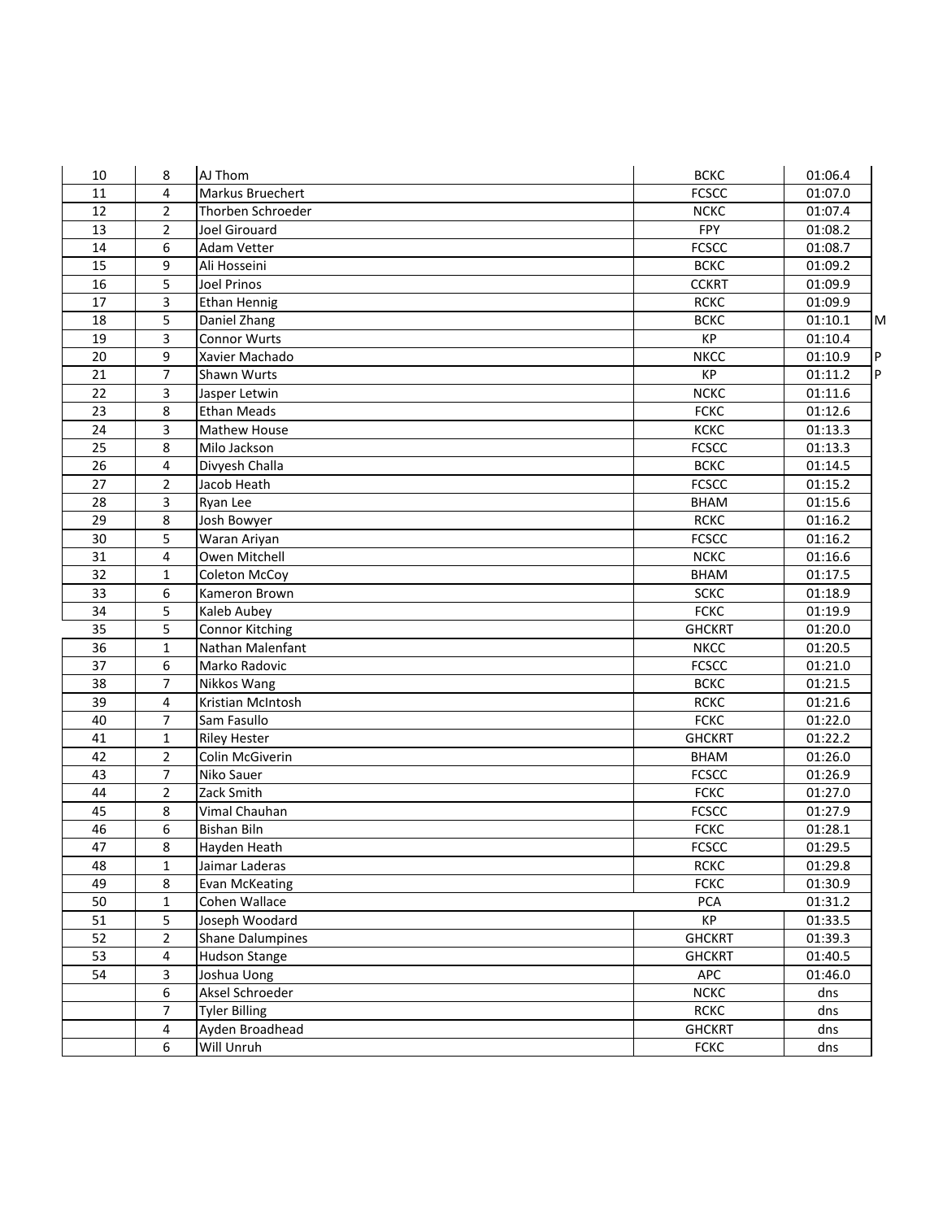| | | | | | |
|---|---|---|---|---|---|
| 10 | 8 | AJ Thom | BCKC | 01:06.4 | |
| 11 | 4 | Markus Bruechert | FCSCC | 01:07.0 | |
| 12 | 2 | Thorben Schroeder | NCKC | 01:07.4 | |
| 13 | 2 | Joel Girouard | FPY | 01:08.2 | |
| 14 | 6 | Adam Vetter | FCSCC | 01:08.7 | |
| 15 | 9 | Ali Hosseini | BCKC | 01:09.2 | |
| 16 | 5 | Joel Prinos | CCKRT | 01:09.9 | |
| 17 | 3 | Ethan Hennig | RCKC | 01:09.9 | |
| 18 | 5 | Daniel Zhang | BCKC | 01:10.1 | M |
| 19 | 3 | Connor Wurts | KP | 01:10.4 | |
| 20 | 9 | Xavier Machado | NKCC | 01:10.9 | P |
| 21 | 7 | Shawn Wurts | KP | 01:11.2 | P |
| 22 | 3 | Jasper Letwin | NCKC | 01:11.6 | |
| 23 | 8 | Ethan Meads | FCKC | 01:12.6 | |
| 24 | 3 | Mathew House | KCKC | 01:13.3 | |
| 25 | 8 | Milo Jackson | FCSCC | 01:13.3 | |
| 26 | 4 | Divyesh Challa | BCKC | 01:14.5 | |
| 27 | 2 | Jacob Heath | FCSCC | 01:15.2 | |
| 28 | 3 | Ryan Lee | BHAM | 01:15.6 | |
| 29 | 8 | Josh Bowyer | RCKC | 01:16.2 | |
| 30 | 5 | Waran Ariyan | FCSCC | 01:16.2 | |
| 31 | 4 | Owen Mitchell | NCKC | 01:16.6 | |
| 32 | 1 | Coleton McCoy | BHAM | 01:17.5 | |
| 33 | 6 | Kameron Brown | SCKC | 01:18.9 | |
| 34 | 5 | Kaleb Aubey | FCKC | 01:19.9 | |
| 35 | 5 | Connor Kitching | GHCKRT | 01:20.0 | |
| 36 | 1 | Nathan Malenfant | NKCC | 01:20.5 | |
| 37 | 6 | Marko Radovic | FCSCC | 01:21.0 | |
| 38 | 7 | Nikkos Wang | BCKC | 01:21.5 | |
| 39 | 4 | Kristian McIntosh | RCKC | 01:21.6 | |
| 40 | 7 | Sam Fasullo | FCKC | 01:22.0 | |
| 41 | 1 | Riley Hester | GHCKRT | 01:22.2 | |
| 42 | 2 | Colin McGiverin | BHAM | 01:26.0 | |
| 43 | 7 | Niko Sauer | FCSCC | 01:26.9 | |
| 44 | 2 | Zack Smith | FCKC | 01:27.0 | |
| 45 | 8 | Vimal Chauhan | FCSCC | 01:27.9 | |
| 46 | 6 | Bishan Biln | FCKC | 01:28.1 | |
| 47 | 8 | Hayden Heath | FCSCC | 01:29.5 | |
| 48 | 1 | Jaimar Laderas | RCKC | 01:29.8 | |
| 49 | 8 | Evan McKeating | FCKC | 01:30.9 | |
| 50 | 1 | Cohen Wallace | PCA | 01:31.2 | |
| 51 | 5 | Joseph Woodard | KP | 01:33.5 | |
| 52 | 2 | Shane Dalumpines | GHCKRT | 01:39.3 | |
| 53 | 4 | Hudson Stange | GHCKRT | 01:40.5 | |
| 54 | 3 | Joshua Uong | APC | 01:46.0 | |
| | 6 | Aksel Schroeder | NCKC | dns | |
| | 7 | Tyler Billing | RCKC | dns | |
| | 4 | Ayden Broadhead | GHCKRT | dns | |
| | 6 | Will Unruh | FCKC | dns | |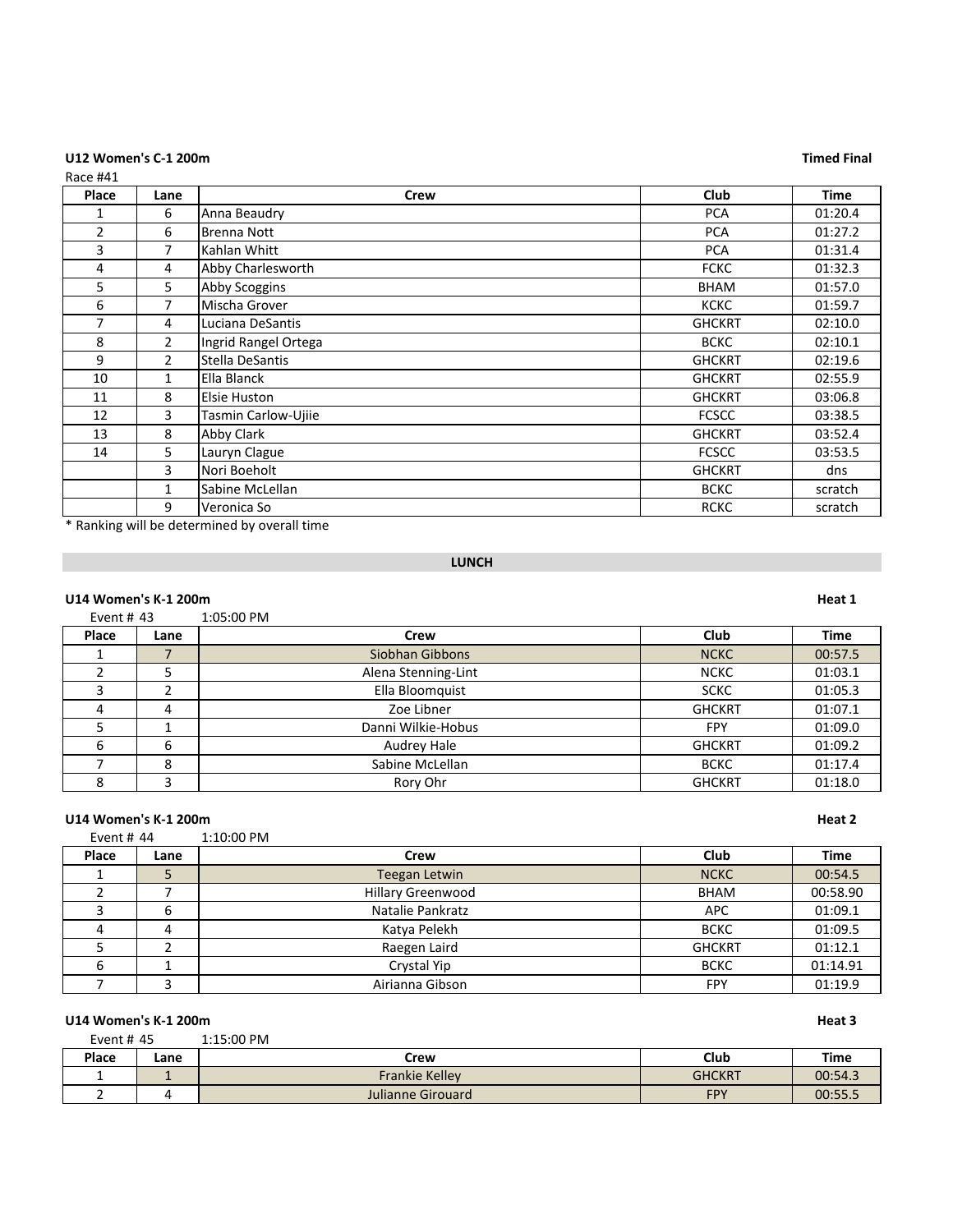**U12 Women's C-1 200m** **Timed Final**

Race #41

| Place | Lane | Crew | Club | Time |
|---|---|---|---|---|
| 1 | 6 | Anna Beaudry | PCA | 01:20.4 |
| 2 | 6 | Brenna Nott | PCA | 01:27.2 |
| 3 | 7 | Kahlan Whitt | PCA | 01:31.4 |
| 4 | 4 | Abby Charlesworth | FCKC | 01:32.3 |
| 5 | 5 | Abby Scoggins | BHAM | 01:57.0 |
| 6 | 7 | Mischa Grover | KCKC | 01:59.7 |
| 7 | 4 | Luciana DeSantis | GHCKRT | 02:10.0 |
| 8 | 2 | Ingrid Rangel Ortega | BCKC | 02:10.1 |
| 9 | 2 | Stella DeSantis | GHCKRT | 02:19.6 |
| 10 | 1 | Ella Blanck | GHCKRT | 02:55.9 |
| 11 | 8 | Elsie Huston | GHCKRT | 03:06.8 |
| 12 | 3 | Tasmin Carlow-Ujiie | FCSCC | 03:38.5 |
| 13 | 8 | Abby Clark | GHCKRT | 03:52.4 |
| 14 | 5 | Lauryn Clague | FCSCC | 03:53.5 |
| | 3 | Nori Boeholt | GHCKRT | dns |
| | 1 | Sabine McLellan | BCKC | scratch |
| | 9 | Veronica So | RCKC | scratch |

* Ranking will be determined by overall time

**LUNCH**

**U14 Women's K-1 200m** **Heat 1**

Event # 43 1:05:00 PM

| Place | Lane | Crew | Club | Time |
|---|---|---|---|---|
| 1 | 7 | Siobhan Gibbons | NCKC | 00:57.5 |
| 2 | 5 | Alena Stenning-Lint | NCKC | 01:03.1 |
| 3 | 2 | Ella Bloomquist | SCKC | 01:05.3 |
| 4 | 4 | Zoe Libner | GHCKRT | 01:07.1 |
| 5 | 1 | Danni Wilkie-Hobus | FPY | 01:09.0 |
| 6 | 6 | Audrey Hale | GHCKRT | 01:09.2 |
| 7 | 8 | Sabine McLellan | BCKC | 01:17.4 |
| 8 | 3 | Rory Ohr | GHCKRT | 01:18.0 |

**U14 Women's K-1 200m** **Heat 2**

Event # 44 1:10:00 PM

| Place | Lane | Crew | Club | Time |
|---|---|---|---|---|
| 1 | 5 | Teegan Letwin | NCKC | 00:54.5 |
| 2 | 7 | Hillary Greenwood | BHAM | 00:58.90 |
| 3 | 6 | Natalie Pankratz | APC | 01:09.1 |
| 4 | 4 | Katya Pelekh | BCKC | 01:09.5 |
| 5 | 2 | Raegen Laird | GHCKRT | 01:12.1 |
| 6 | 1 | Crystal Yip | BCKC | 01:14.91 |
| 7 | 3 | Airianna Gibson | FPY | 01:19.9 |

**U14 Women's K-1 200m** **Heat 3**

Event # 45 1:15:00 PM

| Place | Lane | Crew | Club | Time |
|---|---|---|---|---|
| 1 | 1 | Frankie Kelley | GHCKRT | 00:54.3 |
| 2 | 4 | Julianne Girouard | FPY | 00:55.5 |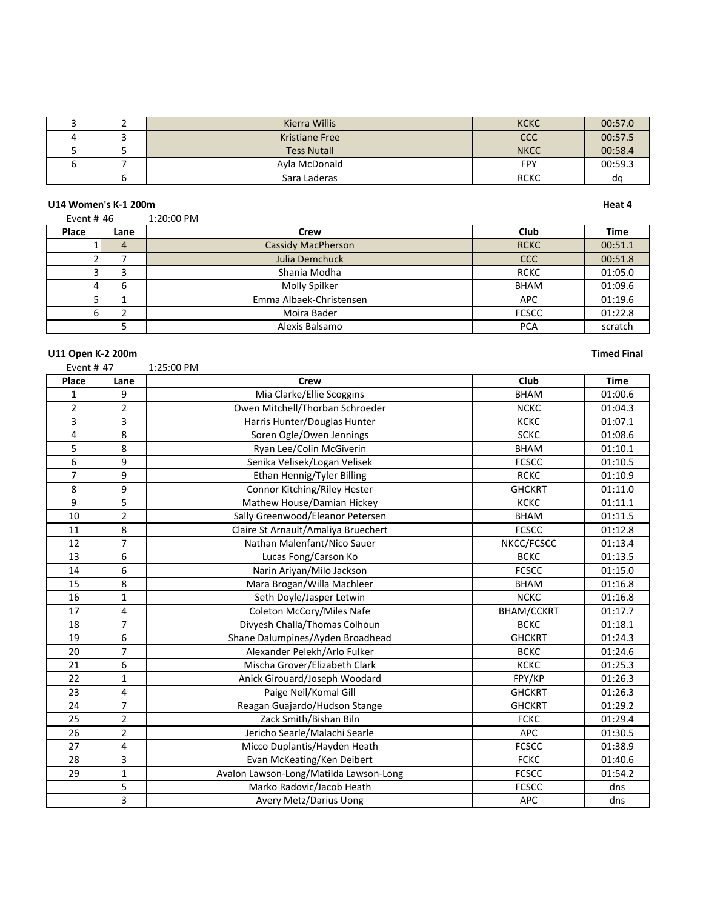| Place | Lane | Crew | Club | Time |
|---|---|---|---|---|
| 3 | 2 | Kierra Willis | KCKC | 00:57.0 |
| 4 | 3 | Kristiane Free | CCC | 00:57.5 |
| 5 | 5 | Tess Nutall | NKCC | 00:58.4 |
| 6 | 7 | Ayla McDonald | FPY | 00:59.3 |
| | 6 | Sara Laderas | RCKC | dq |

**U14 Women's K-1 200m** **Heat 4**

Event # 46 1:20:00 PM

| Place | Lane | Crew | Club | Time |
|---|---|---|---|---|
| 1 | 4 | Cassidy MacPherson | RCKC | 00:51.1 |
| 2 | 7 | Julia Demchuck | CCC | 00:51.8 |
| 3 | 3 | Shania Modha | RCKC | 01:05.0 |
| 4 | 6 | Molly Spilker | BHAM | 01:09.6 |
| 5 | 1 | Emma Albaek-Christensen | APC | 01:19.6 |
| 6 | 2 | Moira Bader | FCSCC | 01:22.8 |
| | 5 | Alexis Balsamo | PCA | scratch |

**U11 Open K-2 200m** **Timed Final**

Event # 47 1:25:00 PM

| Place | Lane | Crew | Club | Time |
|---|---|---|---|---|
| 1 | 9 | Mia Clarke/Ellie Scoggins | BHAM | 01:00.6 |
| 2 | 2 | Owen Mitchell/Thorban Schroeder | NCKC | 01:04.3 |
| 3 | 3 | Harris Hunter/Douglas Hunter | KCKC | 01:07.1 |
| 4 | 8 | Soren Ogle/Owen Jennings | SCKC | 01:08.6 |
| 5 | 8 | Ryan Lee/Colin McGiverin | BHAM | 01:10.1 |
| 6 | 9 | Senika Velisek/Logan Velisek | FCSCC | 01:10.5 |
| 7 | 9 | Ethan Hennig/Tyler Billing | RCKC | 01:10.9 |
| 8 | 9 | Connor Kitching/Riley Hester | GHCKRT | 01:11.0 |
| 9 | 5 | Mathew House/Damian Hickey | KCKC | 01:11.1 |
| 10 | 2 | Sally Greenwood/Eleanor Petersen | BHAM | 01:11.5 |
| 11 | 8 | Claire St Arnault/Amaliya Bruechert | FCSCC | 01:12.8 |
| 12 | 7 | Nathan Malenfant/Nico Sauer | NKCC/FCSCC | 01:13.4 |
| 13 | 6 | Lucas Fong/Carson Ko | BCKC | 01:13.5 |
| 14 | 6 | Narin Ariyan/Milo Jackson | FCSCC | 01:15.0 |
| 15 | 8 | Mara Brogan/Willa Machleer | BHAM | 01:16.8 |
| 16 | 1 | Seth Doyle/Jasper Letwin | NCKC | 01:16.8 |
| 17 | 4 | Coleton McCory/Miles Nafe | BHAM/CCKRT | 01:17.7 |
| 18 | 7 | Divyesh Challa/Thomas Colhoun | BCKC | 01:18.1 |
| 19 | 6 | Shane Dalumpines/Ayden Broadhead | GHCKRT | 01:24.3 |
| 20 | 7 | Alexander Pelekh/Arlo Fulker | BCKC | 01:24.6 |
| 21 | 6 | Mischa Grover/Elizabeth Clark | KCKC | 01:25.3 |
| 22 | 1 | Anick Girouard/Joseph Woodard | FPY/KP | 01:26.3 |
| 23 | 4 | Paige Neil/Komal Gill | GHCKRT | 01:26.3 |
| 24 | 7 | Reagan Guajardo/Hudson Stange | GHCKRT | 01:29.2 |
| 25 | 2 | Zack Smith/Bishan Biln | FCKC | 01:29.4 |
| 26 | 2 | Jericho Searle/Malachi Searle | APC | 01:30.5 |
| 27 | 4 | Micco Duplantis/Hayden Heath | FCSCC | 01:38.9 |
| 28 | 3 | Evan McKeating/Ken Deibert | FCKC | 01:40.6 |
| 29 | 1 | Avalon Lawson-Long/Matilda Lawson-Long | FCSCC | 01:54.2 |
| | 5 | Marko Radovic/Jacob Heath | FCSCC | dns |
| | 3 | Avery Metz/Darius Uong | APC | dns |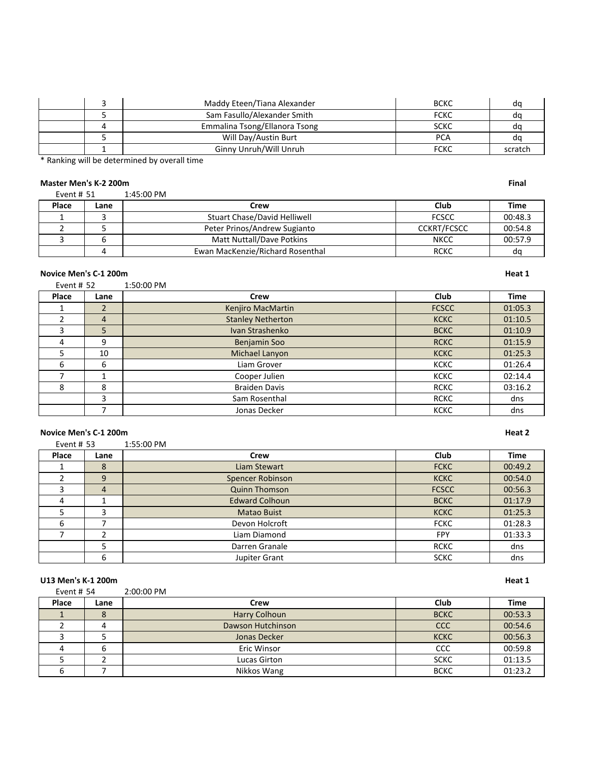| | Lane | Crew | Club | Time |
|---|---|---|---|---|
| | 3 | Maddy Eteen/Tiana Alexander | BCKC | dq |
| | 5 | Sam Fasullo/Alexander Smith | FCKC | dq |
| | 4 | Emmalina Tsong/Ellanora Tsong | SCKC | dq |
| | 5 | Will Day/Austin Burt | PCA | dq |
| | 1 | Ginny Unruh/Will Unruh | FCKC | scratch |

* Ranking will be determined by overall time

**Master Men's K-2 200m** **Final**

Event # 51 1:45:00 PM

| Place | Lane | Crew | Club | Time |
|---|---|---|---|---|
| 1 | 3 | Stuart Chase/David Helliwell | FCSCC | 00:48.3 |
| 2 | 5 | Peter Prinos/Andrew Sugianto | CCKRT/FCSCC | 00:54.8 |
| 3 | 6 | Matt Nuttall/Dave Potkins | NKCC | 00:57.9 |
| | 4 | Ewan MacKenzie/Richard Rosenthal | RCKC | dq |

**Novice Men's C-1 200m** **Heat 1**

Event # 52 1:50:00 PM

| Place | Lane | Crew | Club | Time |
|---|---|---|---|---|
| 1 | 2 | Kenjiro MacMartin | FCSCC | 01:05.3 |
| 2 | 4 | Stanley Netherton | KCKC | 01:10.5 |
| 3 | 5 | Ivan Strashenko | BCKC | 01:10.9 |
| 4 | 9 | Benjamin Soo | RCKC | 01:15.9 |
| 5 | 10 | Michael Lanyon | KCKC | 01:25.3 |
| 6 | 6 | Liam Grover | KCKC | 01:26.4 |
| 7 | 1 | Cooper Julien | KCKC | 02:14.4 |
| 8 | 8 | Braiden Davis | RCKC | 03:16.2 |
| | 3 | Sam Rosenthal | RCKC | dns |
| | 7 | Jonas Decker | KCKC | dns |

**Novice Men's C-1 200m** **Heat 2**

Event # 53 1:55:00 PM

| Place | Lane | Crew | Club | Time |
|---|---|---|---|---|
| 1 | 8 | Liam Stewart | FCKC | 00:49.2 |
| 2 | 9 | Spencer Robinson | KCKC | 00:54.0 |
| 3 | 4 | Quinn Thomson | FCSCC | 00:56.3 |
| 4 | 1 | Edward Colhoun | BCKC | 01:17.9 |
| 5 | 3 | Matao Buist | KCKC | 01:25.3 |
| 6 | 7 | Devon Holcroft | FCKC | 01:28.3 |
| 7 | 2 | Liam Diamond | FPY | 01:33.3 |
| | 5 | Darren Granale | RCKC | dns |
| | 6 | Jupiter Grant | SCKC | dns |

**U13 Men's K-1 200m** **Heat 1**

Event # 54 2:00:00 PM

| Place | Lane | Crew | Club | Time |
|---|---|---|---|---|
| 1 | 8 | Harry Colhoun | BCKC | 00:53.3 |
| 2 | 4 | Dawson Hutchinson | CCC | 00:54.6 |
| 3 | 5 | Jonas Decker | KCKC | 00:56.3 |
| 4 | 6 | Eric Winsor | CCC | 00:59.8 |
| 5 | 2 | Lucas Girton | SCKC | 01:13.5 |
| 6 | 7 | Nikkos Wang | BCKC | 01:23.2 |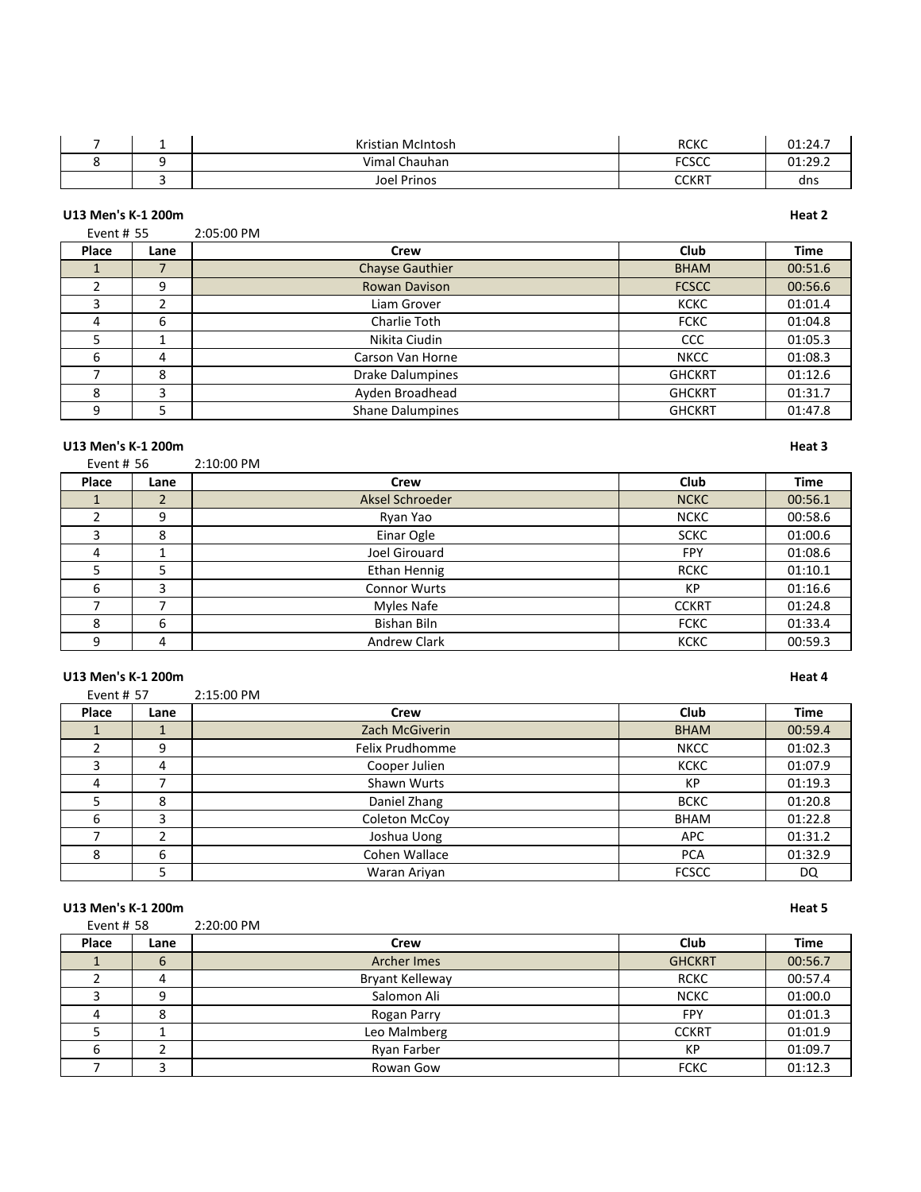| Place | Lane | Crew | Club | Time |
|---|---|---|---|---|
| 7 | 1 | Kristian McIntosh | RCKC | 01:24.7 |
| 8 | 9 | Vimal Chauhan | FCSCC | 01:29.2 |
| | 3 | Joel Prinos | CCKRT | dns |

**U13 Men's K-1 200m** — **Heat 2**

Event # 55 — 2:05:00 PM

| Place | Lane | Crew | Club | Time |
|---|---|---|---|---|
| 1 | 7 | Chayse Gauthier | BHAM | 00:51.6 |
| 2 | 9 | Rowan Davison | FCSCC | 00:56.6 |
| 3 | 2 | Liam Grover | KCKC | 01:01.4 |
| 4 | 6 | Charlie Toth | FCKC | 01:04.8 |
| 5 | 1 | Nikita Ciudin | CCC | 01:05.3 |
| 6 | 4 | Carson Van Horne | NKCC | 01:08.3 |
| 7 | 8 | Drake Dalumpines | GHCKRT | 01:12.6 |
| 8 | 3 | Ayden Broadhead | GHCKRT | 01:31.7 |
| 9 | 5 | Shane Dalumpines | GHCKRT | 01:47.8 |

**U13 Men's K-1 200m** — **Heat 3**

Event # 56 — 2:10:00 PM

| Place | Lane | Crew | Club | Time |
|---|---|---|---|---|
| 1 | 2 | Aksel Schroeder | NCKC | 00:56.1 |
| 2 | 9 | Ryan Yao | NCKC | 00:58.6 |
| 3 | 8 | Einar Ogle | SCKC | 01:00.6 |
| 4 | 1 | Joel Girouard | FPY | 01:08.6 |
| 5 | 5 | Ethan Hennig | RCKC | 01:10.1 |
| 6 | 3 | Connor Wurts | KP | 01:16.6 |
| 7 | 7 | Myles Nafe | CCKRT | 01:24.8 |
| 8 | 6 | Bishan Biln | FCKC | 01:33.4 |
| 9 | 4 | Andrew Clark | KCKC | 00:59.3 |

**U13 Men's K-1 200m** — **Heat 4**

Event # 57 — 2:15:00 PM

| Place | Lane | Crew | Club | Time |
|---|---|---|---|---|
| 1 | 1 | Zach McGiverin | BHAM | 00:59.4 |
| 2 | 9 | Felix Prudhomme | NKCC | 01:02.3 |
| 3 | 4 | Cooper Julien | KCKC | 01:07.9 |
| 4 | 7 | Shawn Wurts | KP | 01:19.3 |
| 5 | 8 | Daniel Zhang | BCKC | 01:20.8 |
| 6 | 3 | Coleton McCoy | BHAM | 01:22.8 |
| 7 | 2 | Joshua Uong | APC | 01:31.2 |
| 8 | 6 | Cohen Wallace | PCA | 01:32.9 |
| | 5 | Waran Ariyan | FCSCC | DQ |

**U13 Men's K-1 200m** — **Heat 5**

Event # 58 — 2:20:00 PM

| Place | Lane | Crew | Club | Time |
|---|---|---|---|---|
| 1 | 6 | Archer Imes | GHCKRT | 00:56.7 |
| 2 | 4 | Bryant Kelleway | RCKC | 00:57.4 |
| 3 | 9 | Salomon Ali | NCKC | 01:00.0 |
| 4 | 8 | Rogan Parry | FPY | 01:01.3 |
| 5 | 1 | Leo Malmberg | CCKRT | 01:01.9 |
| 6 | 2 | Ryan Farber | KP | 01:09.7 |
| 7 | 3 | Rowan Gow | FCKC | 01:12.3 |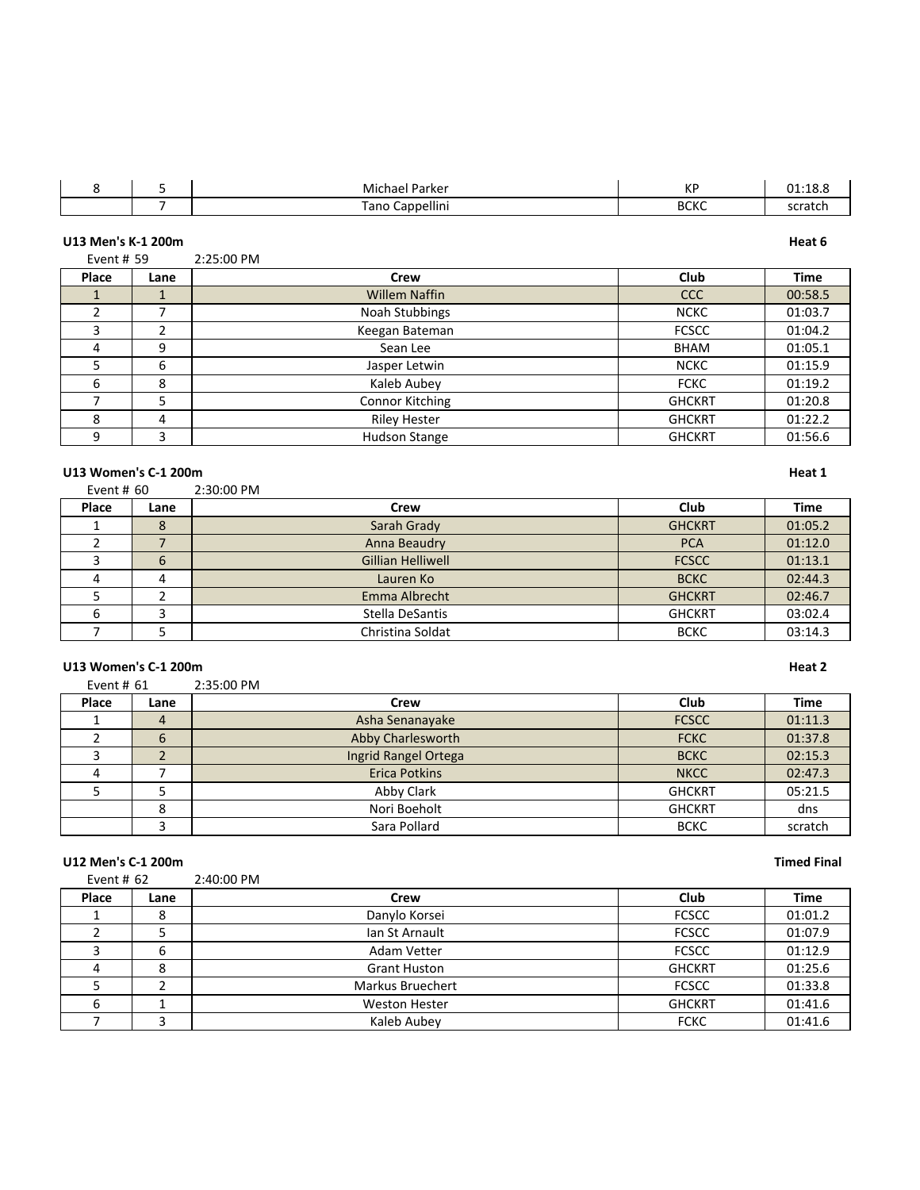| Place | Lane | Crew | Club | Time |
|---|---|---|---|---|
| 8 | 5 | Michael Parker | KP | 01:18.8 |
|  | 7 | Tano Cappellini | BCKC | scratch |

**U13 Men's K-1 200m** **Heat 6**

Event # 59 2:25:00 PM

| Place | Lane | Crew | Club | Time |
|---|---|---|---|---|
| 1 | 1 | Willem Naffin | CCC | 00:58.5 |
| 2 | 7 | Noah Stubbings | NCKC | 01:03.7 |
| 3 | 2 | Keegan Bateman | FCSCC | 01:04.2 |
| 4 | 9 | Sean Lee | BHAM | 01:05.1 |
| 5 | 6 | Jasper Letwin | NCKC | 01:15.9 |
| 6 | 8 | Kaleb Aubey | FCKC | 01:19.2 |
| 7 | 5 | Connor Kitching | GHCKRT | 01:20.8 |
| 8 | 4 | Riley Hester | GHCKRT | 01:22.2 |
| 9 | 3 | Hudson Stange | GHCKRT | 01:56.6 |

**U13 Women's C-1 200m** **Heat 1**

Event # 60 2:30:00 PM

| Place | Lane | Crew | Club | Time |
|---|---|---|---|---|
| 1 | 8 | Sarah Grady | GHCKRT | 01:05.2 |
| 2 | 7 | Anna Beaudry | PCA | 01:12.0 |
| 3 | 6 | Gillian Helliwell | FCSCC | 01:13.1 |
| 4 | 4 | Lauren Ko | BCKC | 02:44.3 |
| 5 | 2 | Emma Albrecht | GHCKRT | 02:46.7 |
| 6 | 3 | Stella DeSantis | GHCKRT | 03:02.4 |
| 7 | 5 | Christina Soldat | BCKC | 03:14.3 |

**U13 Women's C-1 200m** **Heat 2**

Event # 61 2:35:00 PM

| Place | Lane | Crew | Club | Time |
|---|---|---|---|---|
| 1 | 4 | Asha Senanayake | FCSCC | 01:11.3 |
| 2 | 6 | Abby Charlesworth | FCKC | 01:37.8 |
| 3 | 2 | Ingrid Rangel Ortega | BCKC | 02:15.3 |
| 4 | 7 | Erica Potkins | NKCC | 02:47.3 |
| 5 | 5 | Abby Clark | GHCKRT | 05:21.5 |
|  | 8 | Nori Boeholt | GHCKRT | dns |
|  | 3 | Sara Pollard | BCKC | scratch |

**U12 Men's C-1 200m** **Timed Final**

Event # 62 2:40:00 PM

| Place | Lane | Crew | Club | Time |
|---|---|---|---|---|
| 1 | 8 | Danylo Korsei | FCSCC | 01:01.2 |
| 2 | 5 | Ian St Arnault | FCSCC | 01:07.9 |
| 3 | 6 | Adam Vetter | FCSCC | 01:12.9 |
| 4 | 8 | Grant Huston | GHCKRT | 01:25.6 |
| 5 | 2 | Markus Bruechert | FCSCC | 01:33.8 |
| 6 | 1 | Weston Hester | GHCKRT | 01:41.6 |
| 7 | 3 | Kaleb Aubey | FCKC | 01:41.6 |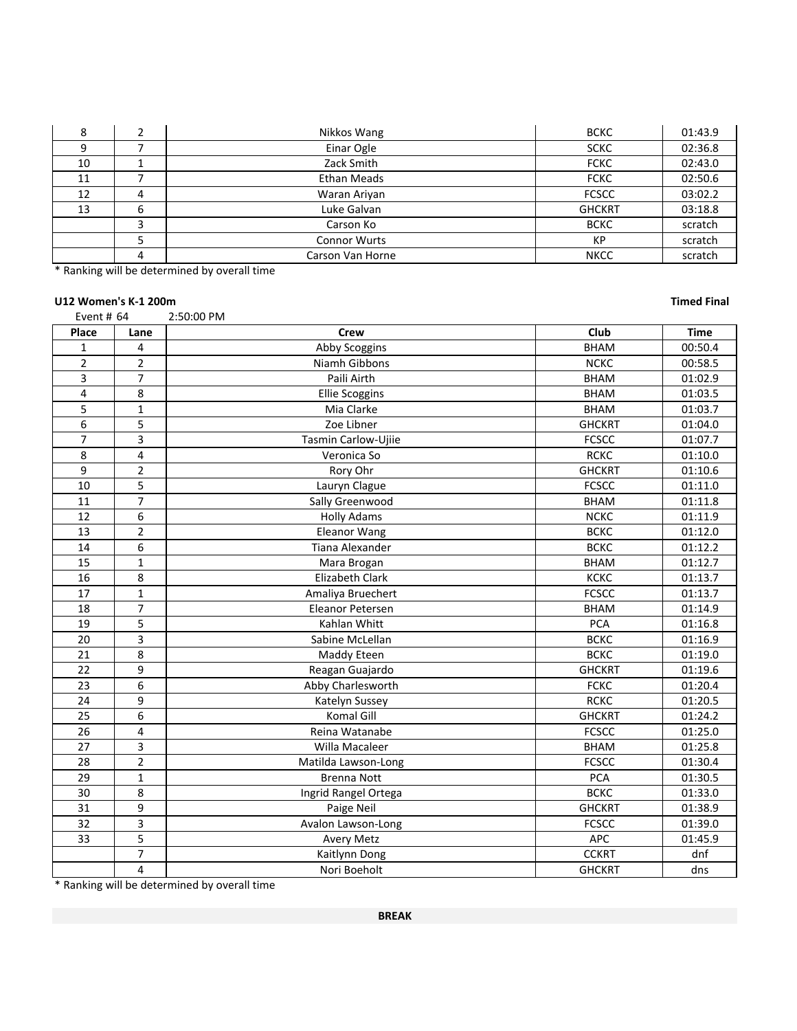| Place | Lane | Crew | Club | Time |
|---|---|---|---|---|
| 8 | 2 | Nikkos Wang | BCKC | 01:43.9 |
| 9 | 7 | Einar Ogle | SCKC | 02:36.8 |
| 10 | 1 | Zack Smith | FCKC | 02:43.0 |
| 11 | 7 | Ethan Meads | FCKC | 02:50.6 |
| 12 | 4 | Waran Ariyan | FCSCC | 03:02.2 |
| 13 | 6 | Luke Galvan | GHCKRT | 03:18.8 |
| | 3 | Carson Ko | BCKC | scratch |
| | 5 | Connor Wurts | KP | scratch |
| | 4 | Carson Van Horne | NKCC | scratch |

* Ranking will be determined by overall time

**U12 Women's K-1 200m** **Timed Final**

Event # 64 2:50:00 PM

| Place | Lane | Crew | Club | Time |
|---|---|---|---|---|
| 1 | 4 | Abby Scoggins | BHAM | 00:50.4 |
| 2 | 2 | Niamh Gibbons | NCKC | 00:58.5 |
| 3 | 7 | Paili Airth | BHAM | 01:02.9 |
| 4 | 8 | Ellie Scoggins | BHAM | 01:03.5 |
| 5 | 1 | Mia Clarke | BHAM | 01:03.7 |
| 6 | 5 | Zoe Libner | GHCKRT | 01:04.0 |
| 7 | 3 | Tasmin Carlow-Ujiie | FCSCC | 01:07.7 |
| 8 | 4 | Veronica So | RCKC | 01:10.0 |
| 9 | 2 | Rory Ohr | GHCKRT | 01:10.6 |
| 10 | 5 | Lauryn Clague | FCSCC | 01:11.0 |
| 11 | 7 | Sally Greenwood | BHAM | 01:11.8 |
| 12 | 6 | Holly Adams | NCKC | 01:11.9 |
| 13 | 2 | Eleanor Wang | BCKC | 01:12.0 |
| 14 | 6 | Tiana Alexander | BCKC | 01:12.2 |
| 15 | 1 | Mara Brogan | BHAM | 01:12.7 |
| 16 | 8 | Elizabeth Clark | KCKC | 01:13.7 |
| 17 | 1 | Amaliya Bruechert | FCSCC | 01:13.7 |
| 18 | 7 | Eleanor Petersen | BHAM | 01:14.9 |
| 19 | 5 | Kahlan Whitt | PCA | 01:16.8 |
| 20 | 3 | Sabine McLellan | BCKC | 01:16.9 |
| 21 | 8 | Maddy Eteen | BCKC | 01:19.0 |
| 22 | 9 | Reagan Guajardo | GHCKRT | 01:19.6 |
| 23 | 6 | Abby Charlesworth | FCKC | 01:20.4 |
| 24 | 9 | Katelyn Sussey | RCKC | 01:20.5 |
| 25 | 6 | Komal Gill | GHCKRT | 01:24.2 |
| 26 | 4 | Reina Watanabe | FCSCC | 01:25.0 |
| 27 | 3 | Willa Macaleer | BHAM | 01:25.8 |
| 28 | 2 | Matilda Lawson-Long | FCSCC | 01:30.4 |
| 29 | 1 | Brenna Nott | PCA | 01:30.5 |
| 30 | 8 | Ingrid Rangel Ortega | BCKC | 01:33.0 |
| 31 | 9 | Paige Neil | GHCKRT | 01:38.9 |
| 32 | 3 | Avalon Lawson-Long | FCSCC | 01:39.0 |
| 33 | 5 | Avery Metz | APC | 01:45.9 |
| | 7 | Kaitlynn Dong | CCKRT | dnf |
| | 4 | Nori Boeholt | GHCKRT | dns |

* Ranking will be determined by overall time

**BREAK**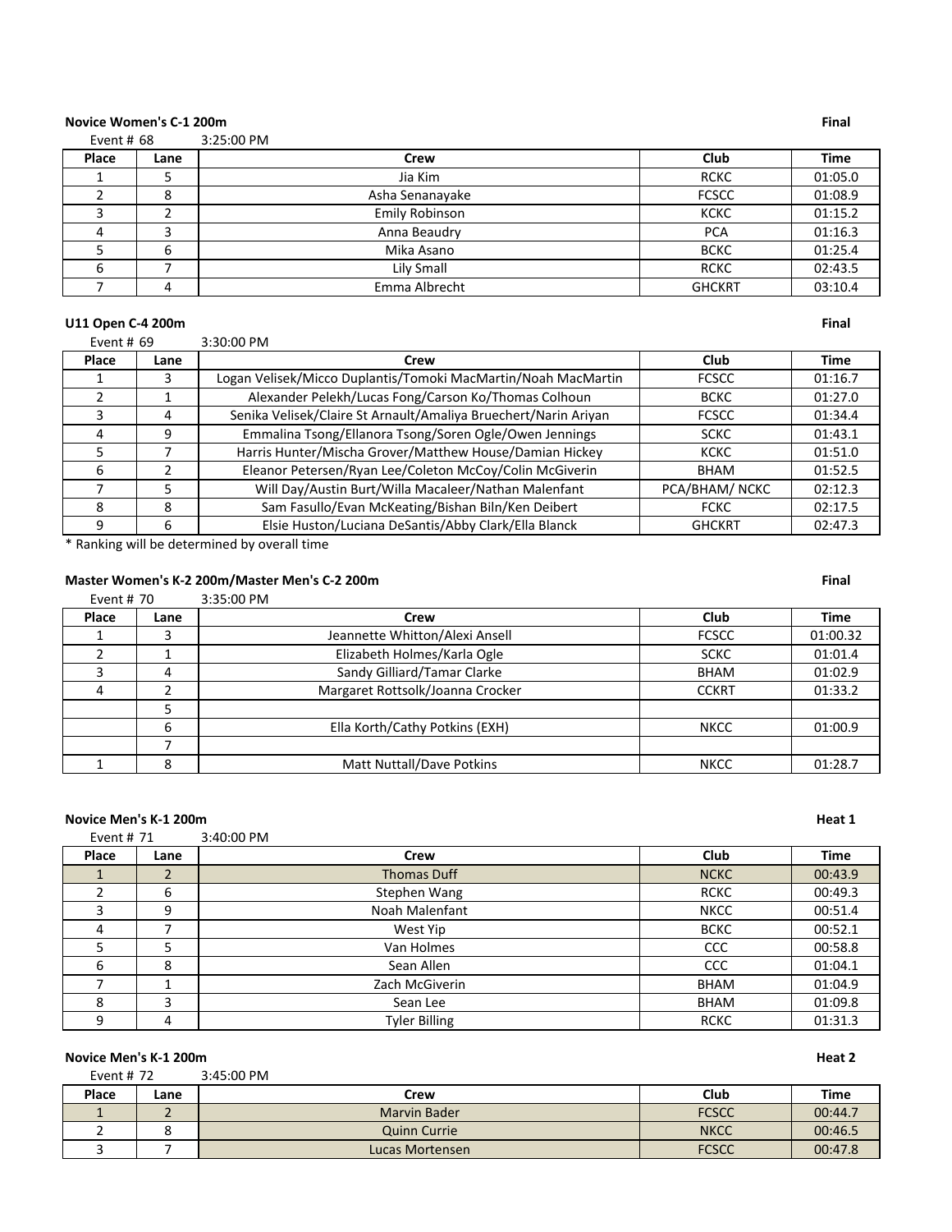**Novice Women's C-1 200m** **Final**

Event # 68 3:25:00 PM

| Place | Lane | Crew | Club | Time |
|---|---|---|---|---|
| 1 | 5 | Jia Kim | RCKC | 01:05.0 |
| 2 | 8 | Asha Senanayake | FCSCC | 01:08.9 |
| 3 | 2 | Emily Robinson | KCKC | 01:15.2 |
| 4 | 3 | Anna Beaudry | PCA | 01:16.3 |
| 5 | 6 | Mika Asano | BCKC | 01:25.4 |
| 6 | 7 | Lily Small | RCKC | 02:43.5 |
| 7 | 4 | Emma Albrecht | GHCKRT | 03:10.4 |

**U11 Open C-4 200m** **Final**

Event # 69 3:30:00 PM

| Place | Lane | Crew | Club | Time |
|---|---|---|---|---|
| 1 | 3 | Logan Velisek/Micco Duplantis/Tomoki MacMartin/Noah MacMartin | FCSCC | 01:16.7 |
| 2 | 1 | Alexander Pelekh/Lucas Fong/Carson Ko/Thomas Colhoun | BCKC | 01:27.0 |
| 3 | 4 | Senika Velisek/Claire St Arnault/Amaliya Bruechert/Narin Ariyan | FCSCC | 01:34.4 |
| 4 | 9 | Emmalina Tsong/Ellanora Tsong/Soren Ogle/Owen Jennings | SCKC | 01:43.1 |
| 5 | 7 | Harris Hunter/Mischa Grover/Matthew House/Damian Hickey | KCKC | 01:51.0 |
| 6 | 2 | Eleanor Petersen/Ryan Lee/Coleton McCoy/Colin McGiverin | BHAM | 01:52.5 |
| 7 | 5 | Will Day/Austin Burt/Willa Macaleer/Nathan Malenfant | PCA/BHAM/ NCKC | 02:12.3 |
| 8 | 8 | Sam Fasullo/Evan McKeating/Bishan Biln/Ken Deibert | FCKC | 02:17.5 |
| 9 | 6 | Elsie Huston/Luciana DeSantis/Abby Clark/Ella Blanck | GHCKRT | 02:47.3 |

* Ranking will be determined by overall time

**Master Women's K-2 200m/Master Men's C-2 200m** **Final**

Event # 70 3:35:00 PM

| Place | Lane | Crew | Club | Time |
|---|---|---|---|---|
| 1 | 3 | Jeannette Whitton/Alexi Ansell | FCSCC | 01:00.32 |
| 2 | 1 | Elizabeth Holmes/Karla Ogle | SCKC | 01:01.4 |
| 3 | 4 | Sandy Gilliard/Tamar Clarke | BHAM | 01:02.9 |
| 4 | 2 | Margaret Rottsolk/Joanna Crocker | CCKRT | 01:33.2 |
| | 5 | | | |
| | 6 | Ella Korth/Cathy Potkins (EXH) | NKCC | 01:00.9 |
| | 7 | | | |
| 1 | 8 | Matt Nuttall/Dave Potkins | NKCC | 01:28.7 |

**Novice Men's K-1 200m** **Heat 1**

Event # 71 3:40:00 PM

| Place | Lane | Crew | Club | Time |
|---|---|---|---|---|
| 1 | 2 | Thomas Duff | NCKC | 00:43.9 |
| 2 | 6 | Stephen Wang | RCKC | 00:49.3 |
| 3 | 9 | Noah Malenfant | NKCC | 00:51.4 |
| 4 | 7 | West Yip | BCKC | 00:52.1 |
| 5 | 5 | Van Holmes | CCC | 00:58.8 |
| 6 | 8 | Sean Allen | CCC | 01:04.1 |
| 7 | 1 | Zach McGiverin | BHAM | 01:04.9 |
| 8 | 3 | Sean Lee | BHAM | 01:09.8 |
| 9 | 4 | Tyler Billing | RCKC | 01:31.3 |

**Novice Men's K-1 200m** **Heat 2**

Event # 72 3:45:00 PM

| Place | Lane | Crew | Club | Time |
|---|---|---|---|---|
| 1 | 2 | Marvin Bader | FCSCC | 00:44.7 |
| 2 | 8 | Quinn Currie | NKCC | 00:46.5 |
| 3 | 7 | Lucas Mortensen | FCSCC | 00:47.8 |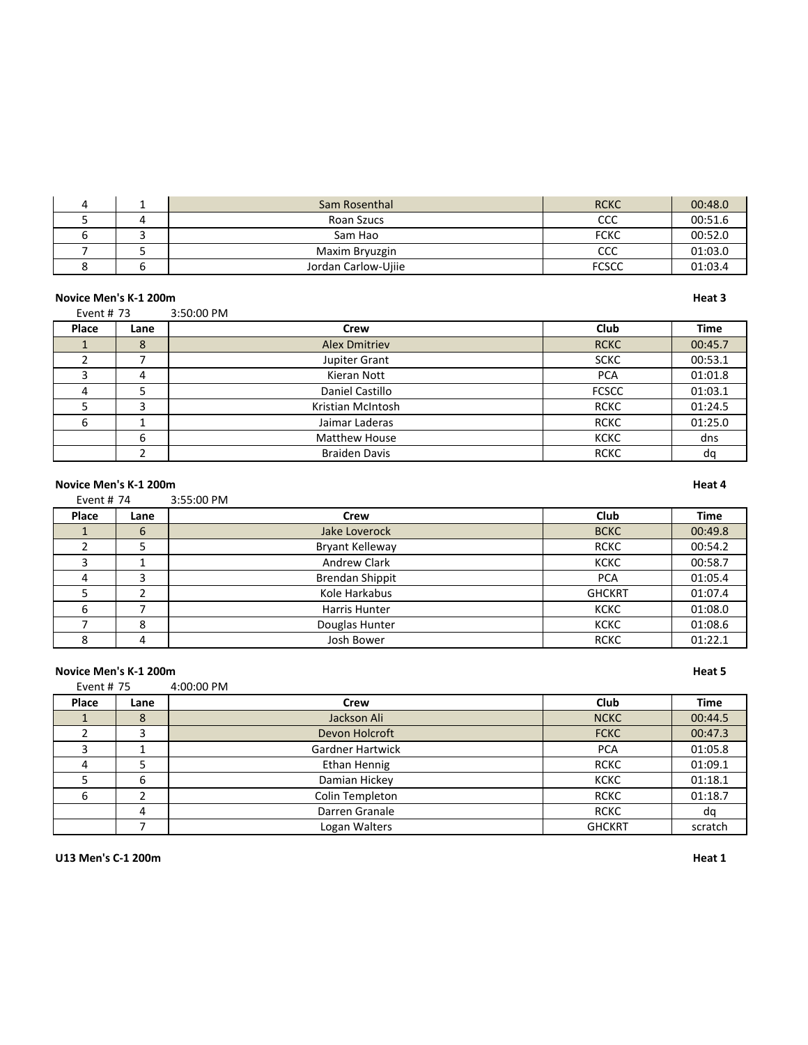| Place | Lane | Crew | Club | Time |
|---|---|---|---|---|
| 4 | 1 | Sam Rosenthal | RCKC | 00:48.0 |
| 5 | 4 | Roan Szucs | CCC | 00:51.6 |
| 6 | 3 | Sam Hao | FCKC | 00:52.0 |
| 7 | 5 | Maxim Bryuzgin | CCC | 01:03.0 |
| 8 | 6 | Jordan Carlow-Ujiie | FCSCC | 01:03.4 |

**Novice Men's K-1 200m** — **Heat 3**

Event # 73 3:50:00 PM

| Place | Lane | Crew | Club | Time |
|---|---|---|---|---|
| 1 | 8 | Alex Dmitriev | RCKC | 00:45.7 |
| 2 | 7 | Jupiter Grant | SCKC | 00:53.1 |
| 3 | 4 | Kieran Nott | PCA | 01:01.8 |
| 4 | 5 | Daniel Castillo | FCSCC | 01:03.1 |
| 5 | 3 | Kristian McIntosh | RCKC | 01:24.5 |
| 6 | 1 | Jaimar Laderas | RCKC | 01:25.0 |
| | 6 | Matthew House | KCKC | dns |
| | 2 | Braiden Davis | RCKC | dq |

**Novice Men's K-1 200m** — **Heat 4**

Event # 74 3:55:00 PM

| Place | Lane | Crew | Club | Time |
|---|---|---|---|---|
| 1 | 6 | Jake Loverock | BCKC | 00:49.8 |
| 2 | 5 | Bryant Kelleway | RCKC | 00:54.2 |
| 3 | 1 | Andrew Clark | KCKC | 00:58.7 |
| 4 | 3 | Brendan Shippit | PCA | 01:05.4 |
| 5 | 2 | Kole Harkabus | GHCKRT | 01:07.4 |
| 6 | 7 | Harris Hunter | KCKC | 01:08.0 |
| 7 | 8 | Douglas Hunter | KCKC | 01:08.6 |
| 8 | 4 | Josh Bower | RCKC | 01:22.1 |

**Novice Men's K-1 200m** — **Heat 5**

Event # 75 4:00:00 PM

| Place | Lane | Crew | Club | Time |
|---|---|---|---|---|
| 1 | 8 | Jackson Ali | NCKC | 00:44.5 |
| 2 | 3 | Devon Holcroft | FCKC | 00:47.3 |
| 3 | 1 | Gardner Hartwick | PCA | 01:05.8 |
| 4 | 5 | Ethan Hennig | RCKC | 01:09.1 |
| 5 | 6 | Damian Hickey | KCKC | 01:18.1 |
| 6 | 2 | Colin Templeton | RCKC | 01:18.7 |
| | 4 | Darren Granale | RCKC | dq |
| | 7 | Logan Walters | GHCKRT | scratch |

**U13 Men's C-1 200m** — **Heat 1**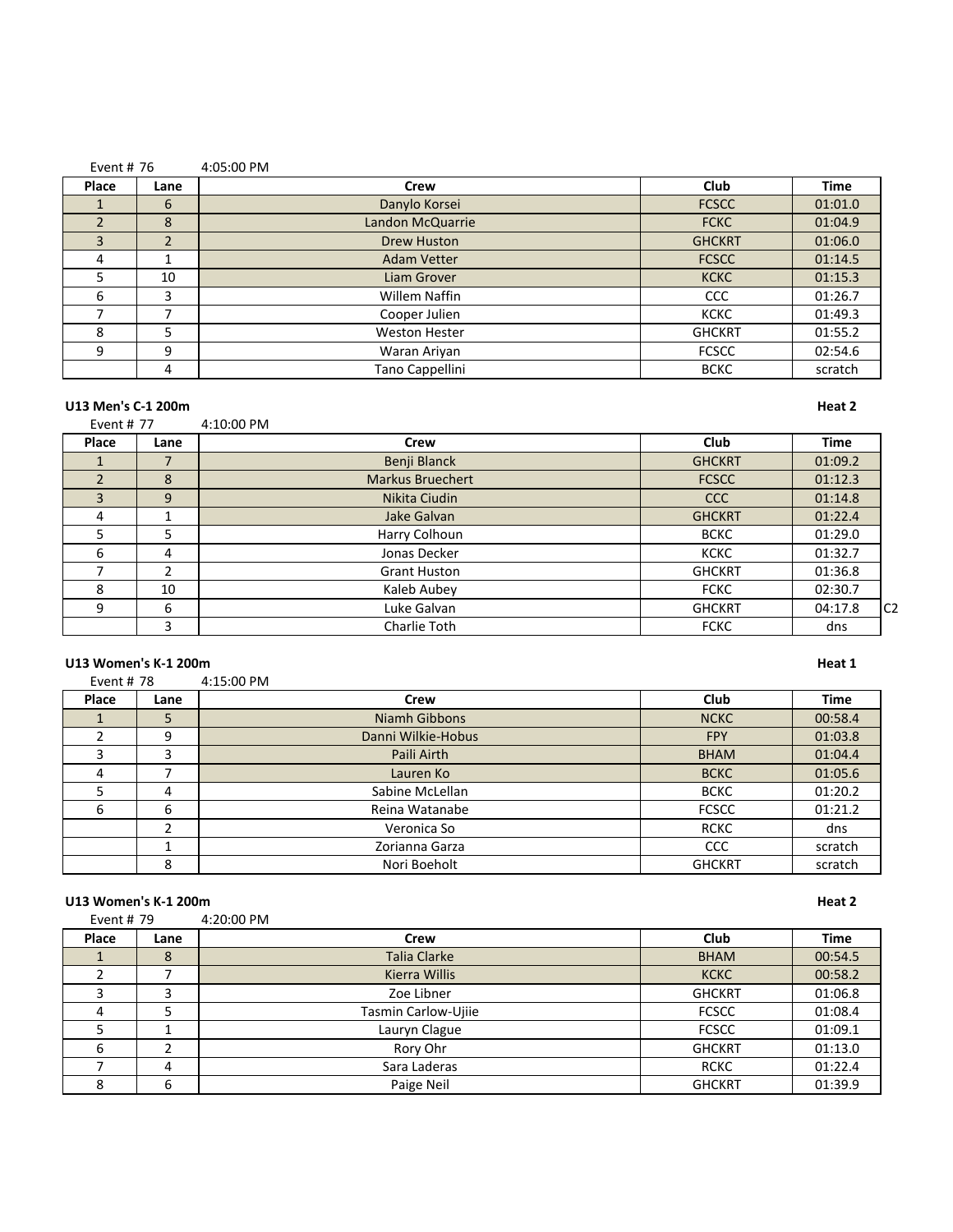Event # 76 4:05:00 PM

| Place | Lane | Crew | Club | Time |
|---|---|---|---|---|
| 1 | 6 | Danylo Korsei | FCSCC | 01:01.0 |
| 2 | 8 | Landon McQuarrie | FCKC | 01:04.9 |
| 3 | 2 | Drew Huston | GHCKRT | 01:06.0 |
| 4 | 1 | Adam Vetter | FCSCC | 01:14.5 |
| 5 | 10 | Liam Grover | KCKC | 01:15.3 |
| 6 | 3 | Willem Naffin | CCC | 01:26.7 |
| 7 | 7 | Cooper Julien | KCKC | 01:49.3 |
| 8 | 5 | Weston Hester | GHCKRT | 01:55.2 |
| 9 | 9 | Waran Ariyan | FCSCC | 02:54.6 |
|  | 4 | Tano Cappellini | BCKC | scratch |

**U13 Men's C-1 200m** **Heat 2**

Event # 77 4:10:00 PM

| Place | Lane | Crew | Club | Time | |
|---|---|---|---|---|---|
| 1 | 7 | Benji Blanck | GHCKRT | 01:09.2 | |
| 2 | 8 | Markus Bruechert | FCSCC | 01:12.3 | |
| 3 | 9 | Nikita Ciudin | CCC | 01:14.8 | |
| 4 | 1 | Jake Galvan | GHCKRT | 01:22.4 | |
| 5 | 5 | Harry Colhoun | BCKC | 01:29.0 | |
| 6 | 4 | Jonas Decker | KCKC | 01:32.7 | |
| 7 | 2 | Grant Huston | GHCKRT | 01:36.8 | |
| 8 | 10 | Kaleb Aubey | FCKC | 02:30.7 | |
| 9 | 6 | Luke Galvan | GHCKRT | 04:17.8 | C2 |
|  | 3 | Charlie Toth | FCKC | dns | |

**U13 Women's K-1 200m** **Heat 1**

Event # 78 4:15:00 PM

| Place | Lane | Crew | Club | Time |
|---|---|---|---|---|
| 1 | 5 | Niamh Gibbons | NCKC | 00:58.4 |
| 2 | 9 | Danni Wilkie-Hobus | FPY | 01:03.8 |
| 3 | 3 | Paili Airth | BHAM | 01:04.4 |
| 4 | 7 | Lauren Ko | BCKC | 01:05.6 |
| 5 | 4 | Sabine McLellan | BCKC | 01:20.2 |
| 6 | 6 | Reina Watanabe | FCSCC | 01:21.2 |
|  | 2 | Veronica So | RCKC | dns |
|  | 1 | Zorianna Garza | CCC | scratch |
|  | 8 | Nori Boeholt | GHCKRT | scratch |

**U13 Women's K-1 200m** **Heat 2**

Event # 79 4:20:00 PM

| Place | Lane | Crew | Club | Time |
|---|---|---|---|---|
| 1 | 8 | Talia Clarke | BHAM | 00:54.5 |
| 2 | 7 | Kierra Willis | KCKC | 00:58.2 |
| 3 | 3 | Zoe Libner | GHCKRT | 01:06.8 |
| 4 | 5 | Tasmin Carlow-Ujiie | FCSCC | 01:08.4 |
| 5 | 1 | Lauryn Clague | FCSCC | 01:09.1 |
| 6 | 2 | Rory Ohr | GHCKRT | 01:13.0 |
| 7 | 4 | Sara Laderas | RCKC | 01:22.4 |
| 8 | 6 | Paige Neil | GHCKRT | 01:39.9 |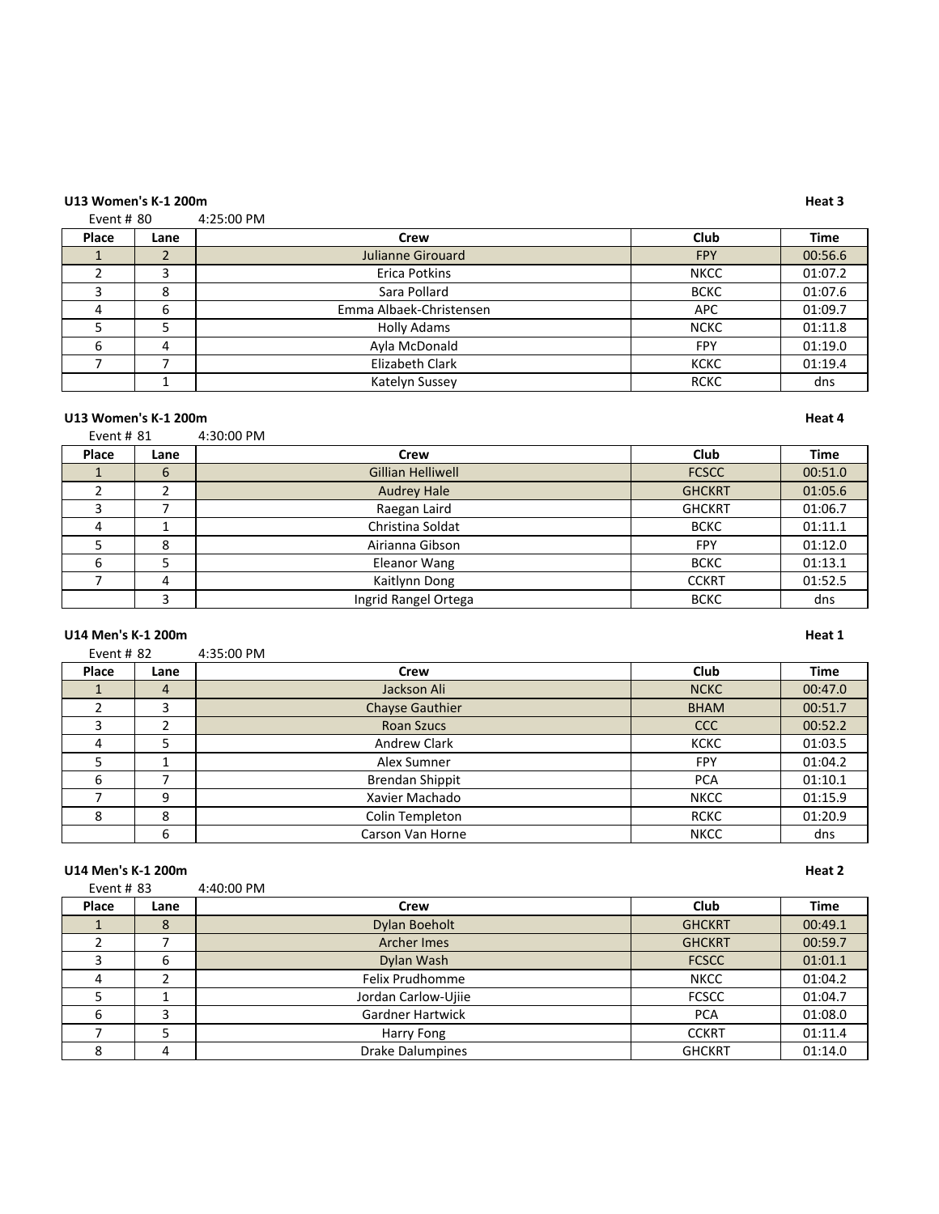**U13 Women's K-1 200m** **Heat 3**

Event # 80 4:25:00 PM

| Place | Lane | Crew | Club | Time |
|---|---|---|---|---|
| 1 | 2 | Julianne Girouard | FPY | 00:56.6 |
| 2 | 3 | Erica Potkins | NKCC | 01:07.2 |
| 3 | 8 | Sara Pollard | BCKC | 01:07.6 |
| 4 | 6 | Emma Albaek-Christensen | APC | 01:09.7 |
| 5 | 5 | Holly Adams | NCKC | 01:11.8 |
| 6 | 4 | Ayla McDonald | FPY | 01:19.0 |
| 7 | 7 | Elizabeth Clark | KCKC | 01:19.4 |
| | 1 | Katelyn Sussey | RCKC | dns |

**U13 Women's K-1 200m** **Heat 4**

Event # 81 4:30:00 PM

| Place | Lane | Crew | Club | Time |
|---|---|---|---|---|
| 1 | 6 | Gillian Helliwell | FCSCC | 00:51.0 |
| 2 | 2 | Audrey Hale | GHCKRT | 01:05.6 |
| 3 | 7 | Raegan Laird | GHCKRT | 01:06.7 |
| 4 | 1 | Christina Soldat | BCKC | 01:11.1 |
| 5 | 8 | Airianna Gibson | FPY | 01:12.0 |
| 6 | 5 | Eleanor Wang | BCKC | 01:13.1 |
| 7 | 4 | Kaitlynn Dong | CCKRT | 01:52.5 |
| | 3 | Ingrid Rangel Ortega | BCKC | dns |

**U14 Men's K-1 200m** **Heat 1**

Event # 82 4:35:00 PM

| Place | Lane | Crew | Club | Time |
|---|---|---|---|---|
| 1 | 4 | Jackson Ali | NCKC | 00:47.0 |
| 2 | 3 | Chayse Gauthier | BHAM | 00:51.7 |
| 3 | 2 | Roan Szucs | CCC | 00:52.2 |
| 4 | 5 | Andrew Clark | KCKC | 01:03.5 |
| 5 | 1 | Alex Sumner | FPY | 01:04.2 |
| 6 | 7 | Brendan Shippit | PCA | 01:10.1 |
| 7 | 9 | Xavier Machado | NKCC | 01:15.9 |
| 8 | 8 | Colin Templeton | RCKC | 01:20.9 |
| | 6 | Carson Van Horne | NKCC | dns |

**U14 Men's K-1 200m** **Heat 2**

Event # 83 4:40:00 PM

| Place | Lane | Crew | Club | Time |
|---|---|---|---|---|
| 1 | 8 | Dylan Boeholt | GHCKRT | 00:49.1 |
| 2 | 7 | Archer Imes | GHCKRT | 00:59.7 |
| 3 | 6 | Dylan Wash | FCSCC | 01:01.1 |
| 4 | 2 | Felix Prudhomme | NKCC | 01:04.2 |
| 5 | 1 | Jordan Carlow-Ujiie | FCSCC | 01:04.7 |
| 6 | 3 | Gardner Hartwick | PCA | 01:08.0 |
| 7 | 5 | Harry Fong | CCKRT | 01:11.4 |
| 8 | 4 | Drake Dalumpines | GHCKRT | 01:14.0 |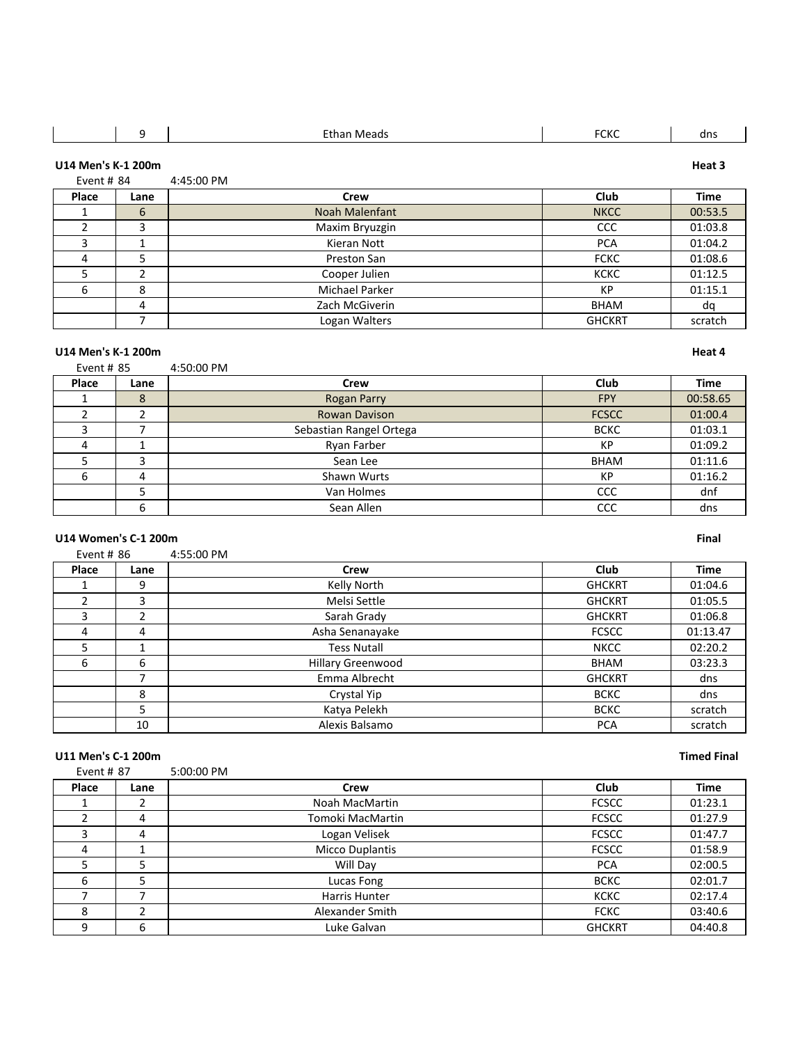|  | 9 | Ethan Meads | FCKC | dns |
|---|---|---|---|---|

**U14 Men's K-1 200m** **Heat 3**

Event # 84 4:45:00 PM

| Place | Lane | Crew | Club | Time |
|---|---|---|---|---|
| 1 | 6 | Noah Malenfant | NKCC | 00:53.5 |
| 2 | 3 | Maxim Bryuzgin | CCC | 01:03.8 |
| 3 | 1 | Kieran Nott | PCA | 01:04.2 |
| 4 | 5 | Preston San | FCKC | 01:08.6 |
| 5 | 2 | Cooper Julien | KCKC | 01:12.5 |
| 6 | 8 | Michael Parker | KP | 01:15.1 |
|  | 4 | Zach McGiverin | BHAM | dq |
|  | 7 | Logan Walters | GHCKRT | scratch |

**U14 Men's K-1 200m** **Heat 4**

Event # 85 4:50:00 PM

| Place | Lane | Crew | Club | Time |
|---|---|---|---|---|
| 1 | 8 | Rogan Parry | FPY | 00:58.65 |
| 2 | 2 | Rowan Davison | FCSCC | 01:00.4 |
| 3 | 7 | Sebastian Rangel Ortega | BCKC | 01:03.1 |
| 4 | 1 | Ryan Farber | KP | 01:09.2 |
| 5 | 3 | Sean Lee | BHAM | 01:11.6 |
| 6 | 4 | Shawn Wurts | KP | 01:16.2 |
|  | 5 | Van Holmes | CCC | dnf |
|  | 6 | Sean Allen | CCC | dns |

**U14 Women's C-1 200m** **Final**

Event # 86 4:55:00 PM

| Place | Lane | Crew | Club | Time |
|---|---|---|---|---|
| 1 | 9 | Kelly North | GHCKRT | 01:04.6 |
| 2 | 3 | Melsi Settle | GHCKRT | 01:05.5 |
| 3 | 2 | Sarah Grady | GHCKRT | 01:06.8 |
| 4 | 4 | Asha Senanayake | FCSCC | 01:13.47 |
| 5 | 1 | Tess Nutall | NKCC | 02:20.2 |
| 6 | 6 | Hillary Greenwood | BHAM | 03:23.3 |
|  | 7 | Emma Albrecht | GHCKRT | dns |
|  | 8 | Crystal Yip | BCKC | dns |
|  | 5 | Katya Pelekh | BCKC | scratch |
|  | 10 | Alexis Balsamo | PCA | scratch |

**U11 Men's C-1 200m** **Timed Final**

Event # 87 5:00:00 PM

| Place | Lane | Crew | Club | Time |
|---|---|---|---|---|
| 1 | 2 | Noah MacMartin | FCSCC | 01:23.1 |
| 2 | 4 | Tomoki MacMartin | FCSCC | 01:27.9 |
| 3 | 4 | Logan Velisek | FCSCC | 01:47.7 |
| 4 | 1 | Micco Duplantis | FCSCC | 01:58.9 |
| 5 | 5 | Will Day | PCA | 02:00.5 |
| 6 | 5 | Lucas Fong | BCKC | 02:01.7 |
| 7 | 7 | Harris Hunter | KCKC | 02:17.4 |
| 8 | 2 | Alexander Smith | FCKC | 03:40.6 |
| 9 | 6 | Luke Galvan | GHCKRT | 04:40.8 |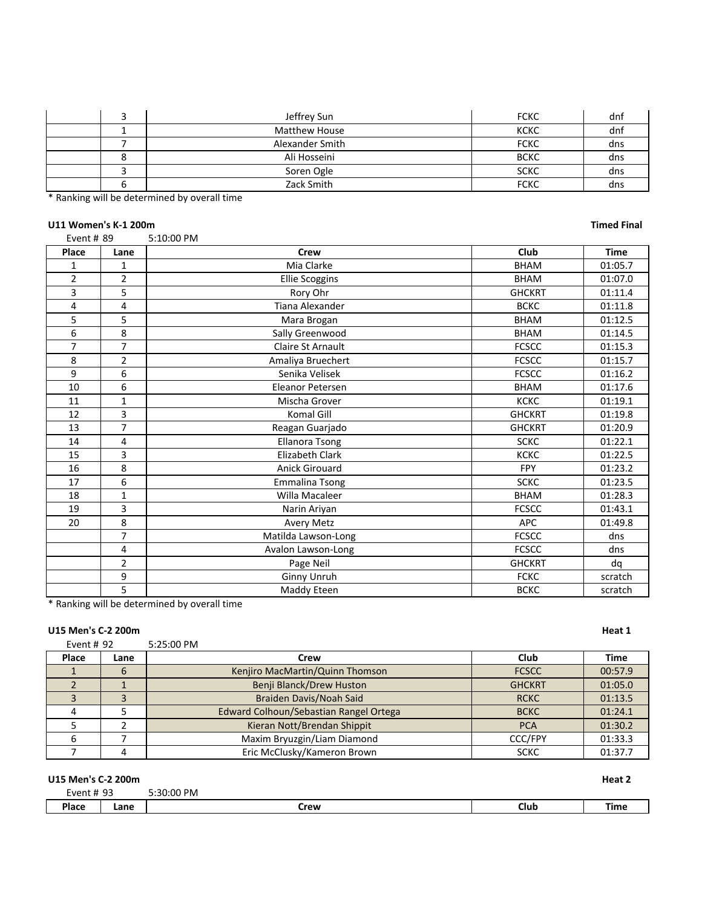| Place | Lane | Crew | Club | Time |
|---|---|---|---|---|
| | 3 | Jeffrey Sun | FCKC | dnf |
| | 1 | Matthew House | KCKC | dnf |
| | 7 | Alexander Smith | FCKC | dns |
| | 8 | Ali Hosseini | BCKC | dns |
| | 3 | Soren Ogle | SCKC | dns |
| | 6 | Zack Smith | FCKC | dns |

* Ranking will be determined by overall time

**U11 Women's K-1 200m** **Timed Final**

Event # 89 5:10:00 PM

| Place | Lane | Crew | Club | Time |
|---|---|---|---|---|
| 1 | 1 | Mia Clarke | BHAM | 01:05.7 |
| 2 | 2 | Ellie Scoggins | BHAM | 01:07.0 |
| 3 | 5 | Rory Ohr | GHCKRT | 01:11.4 |
| 4 | 4 | Tiana Alexander | BCKC | 01:11.8 |
| 5 | 5 | Mara Brogan | BHAM | 01:12.5 |
| 6 | 8 | Sally Greenwood | BHAM | 01:14.5 |
| 7 | 7 | Claire St Arnault | FCSCC | 01:15.3 |
| 8 | 2 | Amaliya Bruechert | FCSCC | 01:15.7 |
| 9 | 6 | Senika Velisek | FCSCC | 01:16.2 |
| 10 | 6 | Eleanor Petersen | BHAM | 01:17.6 |
| 11 | 1 | Mischa Grover | KCKC | 01:19.1 |
| 12 | 3 | Komal Gill | GHCKRT | 01:19.8 |
| 13 | 7 | Reagan Guarjado | GHCKRT | 01:20.9 |
| 14 | 4 | Ellanora Tsong | SCKC | 01:22.1 |
| 15 | 3 | Elizabeth Clark | KCKC | 01:22.5 |
| 16 | 8 | Anick Girouard | FPY | 01:23.2 |
| 17 | 6 | Emmalina Tsong | SCKC | 01:23.5 |
| 18 | 1 | Willa Macaleer | BHAM | 01:28.3 |
| 19 | 3 | Narin Ariyan | FCSCC | 01:43.1 |
| 20 | 8 | Avery Metz | APC | 01:49.8 |
| | 7 | Matilda Lawson-Long | FCSCC | dns |
| | 4 | Avalon Lawson-Long | FCSCC | dns |
| | 2 | Page Neil | GHCKRT | dq |
| | 9 | Ginny Unruh | FCKC | scratch |
| | 5 | Maddy Eteen | BCKC | scratch |

* Ranking will be determined by overall time

**U15 Men's C-2 200m** **Heat 1**

Event # 92 5:25:00 PM

| Place | Lane | Crew | Club | Time |
|---|---|---|---|---|
| 1 | 6 | Kenjiro MacMartin/Quinn Thomson | FCSCC | 00:57.9 |
| 2 | 1 | Benji Blanck/Drew Huston | GHCKRT | 01:05.0 |
| 3 | 3 | Braiden Davis/Noah Said | RCKC | 01:13.5 |
| 4 | 5 | Edward Colhoun/Sebastian Rangel Ortega | BCKC | 01:24.1 |
| 5 | 2 | Kieran Nott/Brendan Shippit | PCA | 01:30.2 |
| 6 | 7 | Maxim Bryuzgin/Liam Diamond | CCC/FPY | 01:33.3 |
| 7 | 4 | Eric McClusky/Kameron Brown | SCKC | 01:37.7 |

**U15 Men's C-2 200m** **Heat 2**

Event # 93 5:30:00 PM

| Place | Lane | Crew | Club | Time |
|---|---|---|---|---|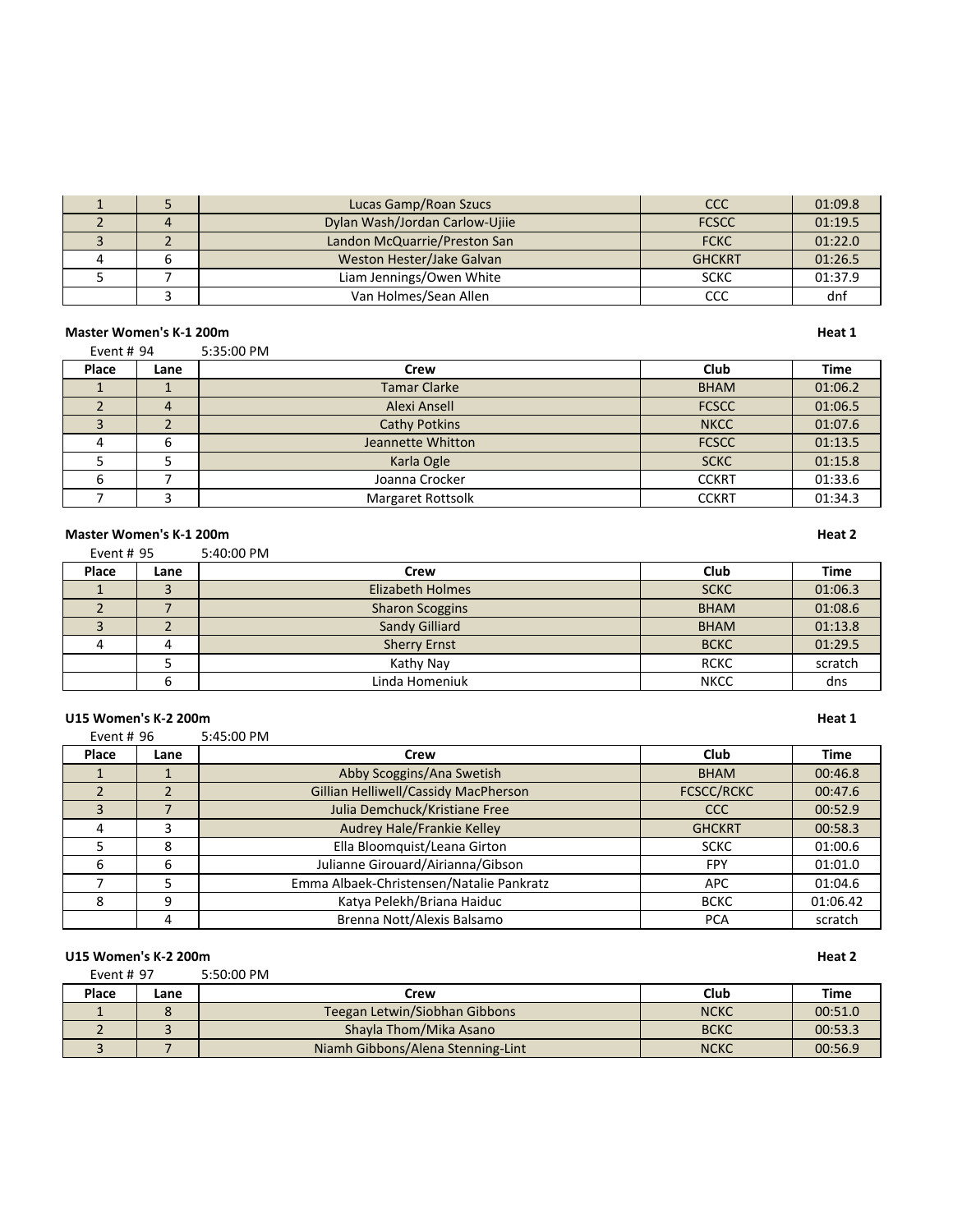| Place | Lane | Crew | Club | Time |
|---|---|---|---|---|
| 1 | 5 | Lucas Gamp/Roan Szucs | CCC | 01:09.8 |
| 2 | 4 | Dylan Wash/Jordan Carlow-Ujiie | FCSCC | 01:19.5 |
| 3 | 2 | Landon McQuarrie/Preston San | FCKC | 01:22.0 |
| 4 | 6 | Weston Hester/Jake Galvan | GHCKRT | 01:26.5 |
| 5 | 7 | Liam Jennings/Owen White | SCKC | 01:37.9 |
| | 3 | Van Holmes/Sean Allen | CCC | dnf |

**Master Women's K-1 200m** — **Heat 1**

Event # 94 — 5:35:00 PM

| Place | Lane | Crew | Club | Time |
|---|---|---|---|---|
| 1 | 1 | Tamar Clarke | BHAM | 01:06.2 |
| 2 | 4 | Alexi Ansell | FCSCC | 01:06.5 |
| 3 | 2 | Cathy Potkins | NKCC | 01:07.6 |
| 4 | 6 | Jeannette Whitton | FCSCC | 01:13.5 |
| 5 | 5 | Karla Ogle | SCKC | 01:15.8 |
| 6 | 7 | Joanna Crocker | CCKRT | 01:33.6 |
| 7 | 3 | Margaret Rottsolk | CCKRT | 01:34.3 |

**Master Women's K-1 200m** — **Heat 2**

Event # 95 — 5:40:00 PM

| Place | Lane | Crew | Club | Time |
|---|---|---|---|---|
| 1 | 3 | Elizabeth Holmes | SCKC | 01:06.3 |
| 2 | 7 | Sharon Scoggins | BHAM | 01:08.6 |
| 3 | 2 | Sandy Gilliard | BHAM | 01:13.8 |
| 4 | 4 | Sherry Ernst | BCKC | 01:29.5 |
| | 5 | Kathy Nay | RCKC | scratch |
| | 6 | Linda Homeniuk | NKCC | dns |

**U15 Women's K-2 200m** — **Heat 1**

Event # 96 — 5:45:00 PM

| Place | Lane | Crew | Club | Time |
|---|---|---|---|---|
| 1 | 1 | Abby Scoggins/Ana Swetish | BHAM | 00:46.8 |
| 2 | 2 | Gillian Helliwell/Cassidy MacPherson | FCSCC/RCKC | 00:47.6 |
| 3 | 7 | Julia Demchuck/Kristiane Free | CCC | 00:52.9 |
| 4 | 3 | Audrey Hale/Frankie Kelley | GHCKRT | 00:58.3 |
| 5 | 8 | Ella Bloomquist/Leana Girton | SCKC | 01:00.6 |
| 6 | 6 | Julianne Girouard/Airianna/Gibson | FPY | 01:01.0 |
| 7 | 5 | Emma Albaek-Christensen/Natalie Pankratz | APC | 01:04.6 |
| 8 | 9 | Katya Pelekh/Briana Haiduc | BCKC | 01:06.42 |
| | 4 | Brenna Nott/Alexis Balsamo | PCA | scratch |

**U15 Women's K-2 200m** — **Heat 2**

Event # 97 — 5:50:00 PM

| Place | Lane | Crew | Club | Time |
|---|---|---|---|---|
| 1 | 8 | Teegan Letwin/Siobhan Gibbons | NCKC | 00:51.0 |
| 2 | 3 | Shayla Thom/Mika Asano | BCKC | 00:53.3 |
| 3 | 7 | Niamh Gibbons/Alena Stenning-Lint | NCKC | 00:56.9 |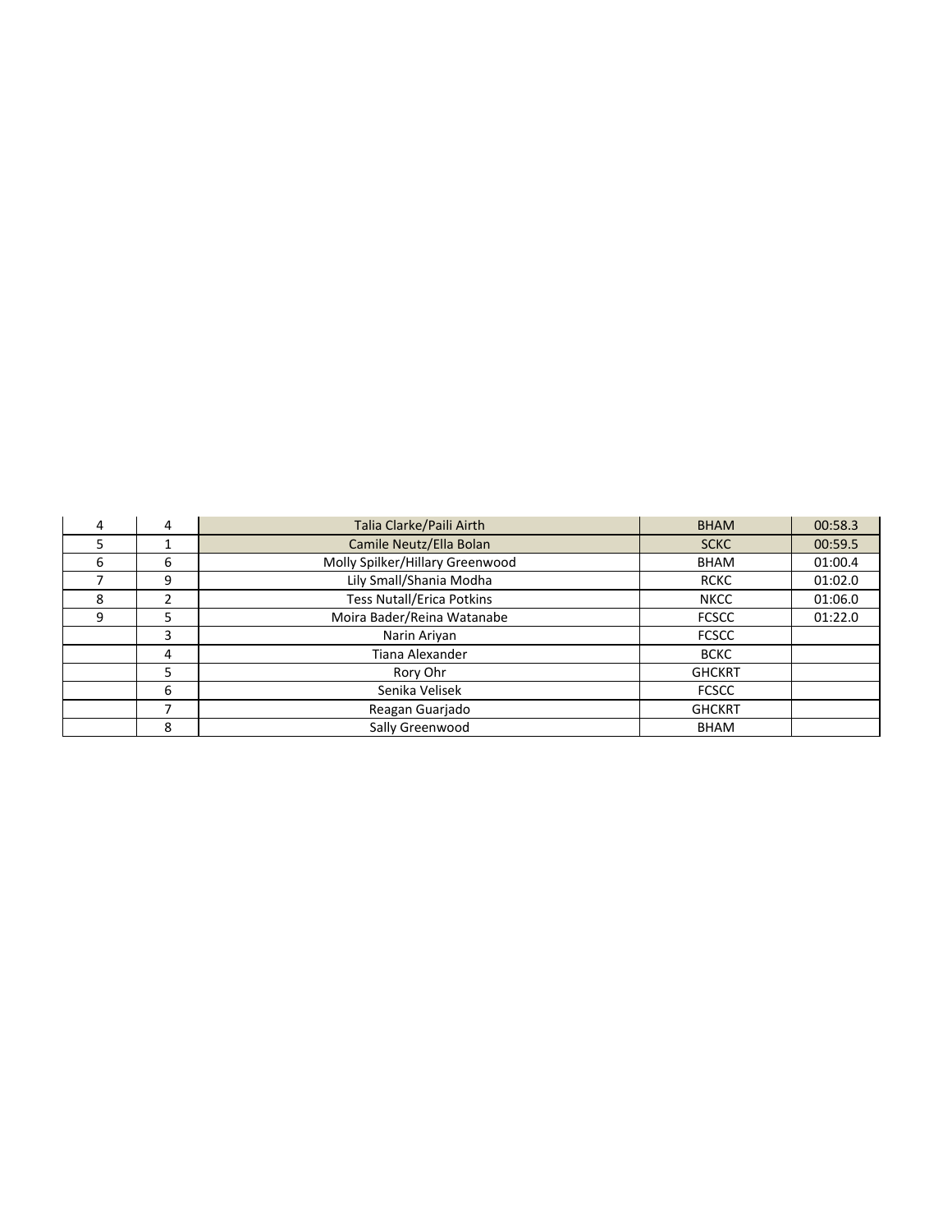| | | | | |
|---|---|---|---|---|
| 4 | 4 | Talia Clarke/Paili Airth | BHAM | 00:58.3 |
| 5 | 1 | Camile Neutz/Ella Bolan | SCKC | 00:59.5 |
| 6 | 6 | Molly Spilker/Hillary Greenwood | BHAM | 01:00.4 |
| 7 | 9 | Lily Small/Shania Modha | RCKC | 01:02.0 |
| 8 | 2 | Tess Nutall/Erica Potkins | NKCC | 01:06.0 |
| 9 | 5 | Moira Bader/Reina Watanabe | FCSCC | 01:22.0 |
| | 3 | Narin Ariyan | FCSCC | |
| | 4 | Tiana Alexander | BCKC | |
| | 5 | Rory Ohr | GHCKRT | |
| | 6 | Senika Velisek | FCSCC | |
| | 7 | Reagan Guarjado | GHCKRT | |
| | 8 | Sally Greenwood | BHAM | |